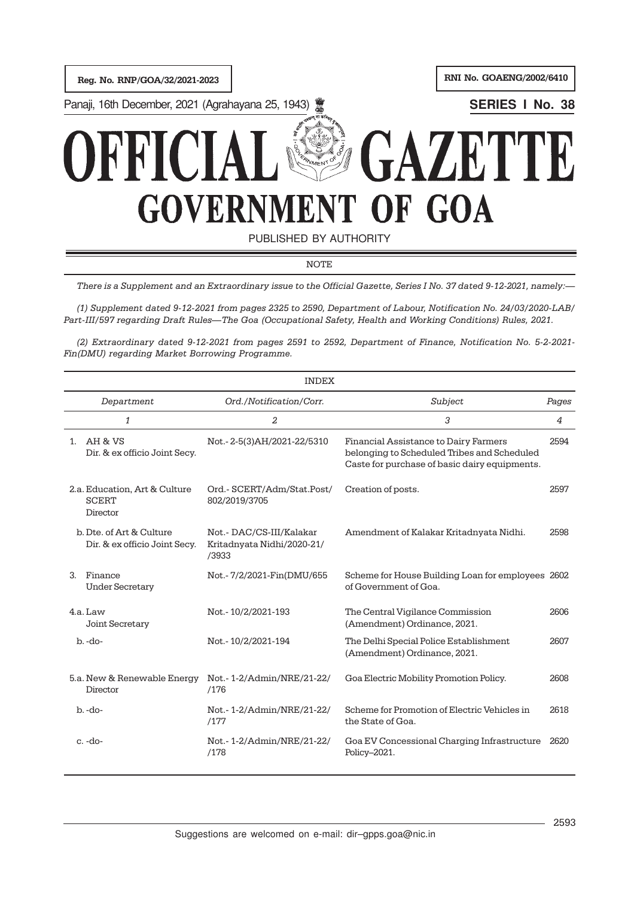Reg. No. RNP/GOA/32/2021-2023

RNI No. GOAENG/2002/6410

Panaji, 16th December, 2021 (Agrahayana 25, 1943)

**SERIES I No. 38**

# OFFICIAL GAZETTE
# GOVERNMENT OF GOA

PUBLISHED BY AUTHORITY

NOTE

*There is a Supplement and an Extraordinary issue to the Official Gazette, Series I No. 37 dated 9-12-2021, namely:—*

*(1) Supplement dated 9-12-2021 from pages 2325 to 2590, Department of Labour, Notification No. 24/03/2020-LAB/ Part-III/597 regarding Draft Rules—The Goa (Occupational Safety, Health and Working Conditions) Rules, 2021.*

*(2) Extraordinary dated 9-12-2021 from pages 2591 to 2592, Department of Finance, Notification No. 5-2-2021- Fin(DMU) regarding Market Borrowing Programme.*

INDEX

| *Department* | *Ord./Notification/Corr.* | *Subject* | *Pages* |
|---|---|---|---|
| *1* | *2* | *3* | *4* |
| 1. AH & VS Dir. & ex officio Joint Secy. | Not.- 2-5(3)AH/2021-22/5310 | Financial Assistance to Dairy Farmers belonging to Scheduled Tribes and Scheduled Caste for purchase of basic dairy equipments. | 2594 |
| 2.a. Education, Art & Culture SCERT Director | Ord.- SCERT/Adm/Stat.Post/ 802/2019/3705 | Creation of posts. | 2597 |
| b. Dte. of Art & Culture Dir. & ex officio Joint Secy. | Not.- DAC/CS-III/Kalakar Kritadnyata Nidhi/2020-21/ /3933 | Amendment of Kalakar Kritadnyata Nidhi. | 2598 |
| 3. Finance Under Secretary | Not.- 7/2/2021-Fin(DMU/655 | Scheme for House Building Loan for employees of Government of Goa. | 2602 |
| 4.a. Law Joint Secretary | Not.- 10/2/2021-193 | The Central Vigilance Commission (Amendment) Ordinance, 2021. | 2606 |
| b. -do- | Not.- 10/2/2021-194 | The Delhi Special Police Establishment (Amendment) Ordinance, 2021. | 2607 |
| 5.a. New & Renewable Energy Director | Not.- 1-2/Admin/NRE/21-22/ /176 | Goa Electric Mobility Promotion Policy. | 2608 |
| b. -do- | Not.- 1-2/Admin/NRE/21-22/ /177 | Scheme for Promotion of Electric Vehicles in the State of Goa. | 2618 |
| c. -do- | Not.- 1-2/Admin/NRE/21-22/ /178 | Goa EV Concessional Charging Infrastructure Policy–2021. | 2620 |

Suggestions are welcomed on e-mail: dir–gpps.goa@nic.in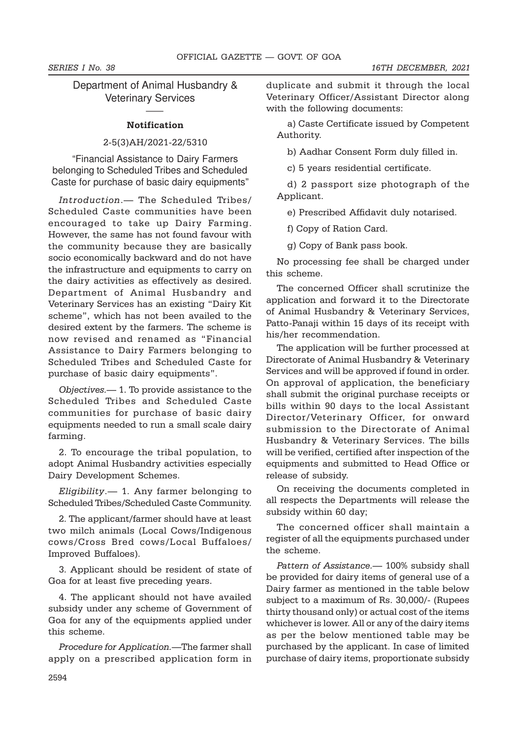## Department of Animal Husbandry & Veterinary Services

### Notification

2-5(3)AH/2021-22/5310

"Financial Assistance to Dairy Farmers belonging to Scheduled Tribes and Scheduled Caste for purchase of basic dairy equipments"

*Introduction*.— The Scheduled Tribes/ Scheduled Caste communities have been encouraged to take up Dairy Farming. However, the same has not found favour with the community because they are basically socio economically backward and do not have the infrastructure and equipments to carry on the dairy activities as effectively as desired. Department of Animal Husbandry and Veterinary Services has an existing "Dairy Kit scheme", which has not been availed to the desired extent by the farmers. The scheme is now revised and renamed as "Financial Assistance to Dairy Farmers belonging to Scheduled Tribes and Scheduled Caste for purchase of basic dairy equipments".

*Objectives.*— 1. To provide assistance to the Scheduled Tribes and Scheduled Caste communities for purchase of basic dairy equipments needed to run a small scale dairy farming.

2. To encourage the tribal population, to adopt Animal Husbandry activities especially Dairy Development Schemes.

*Eligibility*.— 1. Any farmer belonging to Scheduled Tribes/Scheduled Caste Community.

2. The applicant/farmer should have at least two milch animals (Local Cows/Indigenous cows/Cross Bred cows/Local Buffaloes/ Improved Buffaloes).

3. Applicant should be resident of state of Goa for at least five preceding years.

4. The applicant should not have availed subsidy under any scheme of Government of Goa for any of the equipments applied under this scheme.

*Procedure for Application.*—The farmer shall apply on a prescribed application form in duplicate and submit it through the local Veterinary Officer/Assistant Director along with the following documents:

a) Caste Certificate issued by Competent Authority.

b) Aadhar Consent Form duly filled in.

c) 5 years residential certificate.

d) 2 passport size photograph of the Applicant.

e) Prescribed Affidavit duly notarised.

f) Copy of Ration Card.

g) Copy of Bank pass book.

No processing fee shall be charged under this scheme.

The concerned Officer shall scrutinize the application and forward it to the Directorate of Animal Husbandry & Veterinary Services, Patto-Panaji within 15 days of its receipt with his/her recommendation.

The application will be further processed at Directorate of Animal Husbandry & Veterinary Services and will be approved if found in order. On approval of application, the beneficiary shall submit the original purchase receipts or bills within 90 days to the local Assistant Director/Veterinary Officer, for onward submission to the Directorate of Animal Husbandry & Veterinary Services. The bills will be verified, certified after inspection of the equipments and submitted to Head Office or release of subsidy.

On receiving the documents completed in all respects the Departments will release the subsidy within 60 day;

The concerned officer shall maintain a register of all the equipments purchased under the scheme.

*Pattern of Assistance.*— 100% subsidy shall be provided for dairy items of general use of a Dairy farmer as mentioned in the table below subject to a maximum of Rs. 30,000/- (Rupees thirty thousand only) or actual cost of the items whichever is lower. All or any of the dairy items as per the below mentioned table may be purchased by the applicant. In case of limited purchase of dairy items, proportionate subsidy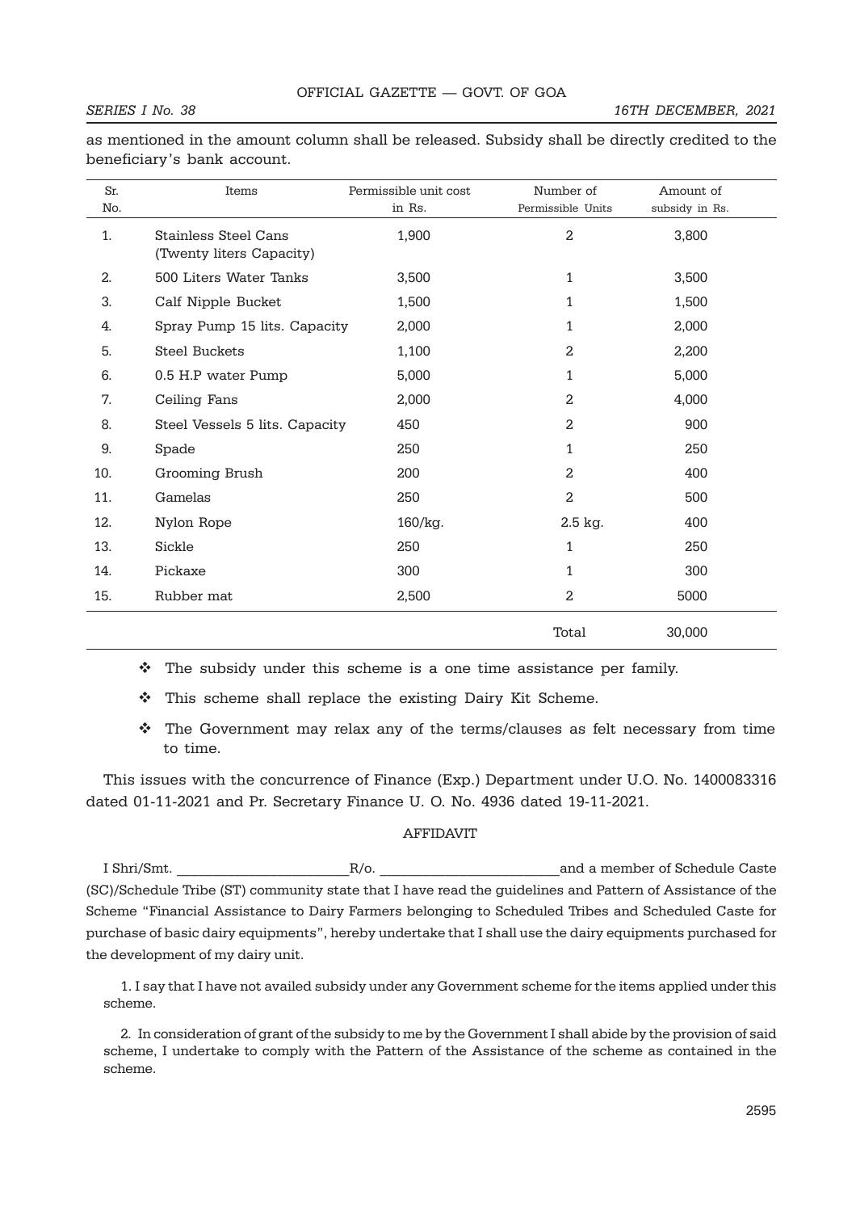as mentioned in the amount column shall be released. Subsidy shall be directly credited to the beneficiary's bank account.

| Sr. No. | Items | Permissible unit cost in Rs. | Number of Permissible Units | Amount of subsidy in Rs. |
|---|---|---|---|---|
| 1. | Stainless Steel Cans (Twenty liters Capacity) | 1,900 | 2 | 3,800 |
| 2. | 500 Liters Water Tanks | 3,500 | 1 | 3,500 |
| 3. | Calf Nipple Bucket | 1,500 | 1 | 1,500 |
| 4. | Spray Pump 15 lits. Capacity | 2,000 | 1 | 2,000 |
| 5. | Steel Buckets | 1,100 | 2 | 2,200 |
| 6. | 0.5 H.P water Pump | 5,000 | 1 | 5,000 |
| 7. | Ceiling Fans | 2,000 | 2 | 4,000 |
| 8. | Steel Vessels 5 lits. Capacity | 450 | 2 | 900 |
| 9. | Spade | 250 | 1 | 250 |
| 10. | Grooming Brush | 200 | 2 | 400 |
| 11. | Gamelas | 250 | 2 | 500 |
| 12. | Nylon Rope | 160/kg. | 2.5 kg. | 400 |
| 13. | Sickle | 250 | 1 | 250 |
| 14. | Pickaxe | 300 | 1 | 300 |
| 15. | Rubber mat | 2,500 | 2 | 5000 |
| | | | Total | 30,000 |

- ❖ The subsidy under this scheme is a one time assistance per family.
- ❖ This scheme shall replace the existing Dairy Kit Scheme.
- ❖ The Government may relax any of the terms/clauses as felt necessary from time to time.

This issues with the concurrence of Finance (Exp.) Department under U.O. No. 1400083316 dated 01-11-2021 and Pr. Secretary Finance U. O. No. 4936 dated 19-11-2021.

AFFIDAVIT

I Shri/Smt. ________________________R/o. ________________________and a member of Schedule Caste (SC)/Schedule Tribe (ST) community state that I have read the guidelines and Pattern of Assistance of the Scheme "Financial Assistance to Dairy Farmers belonging to Scheduled Tribes and Scheduled Caste for purchase of basic dairy equipments", hereby undertake that I shall use the dairy equipments purchased for the development of my dairy unit.

1. I say that I have not availed subsidy under any Government scheme for the items applied under this scheme.

2. In consideration of grant of the subsidy to me by the Government I shall abide by the provision of said scheme, I undertake to comply with the Pattern of the Assistance of the scheme as contained in the scheme.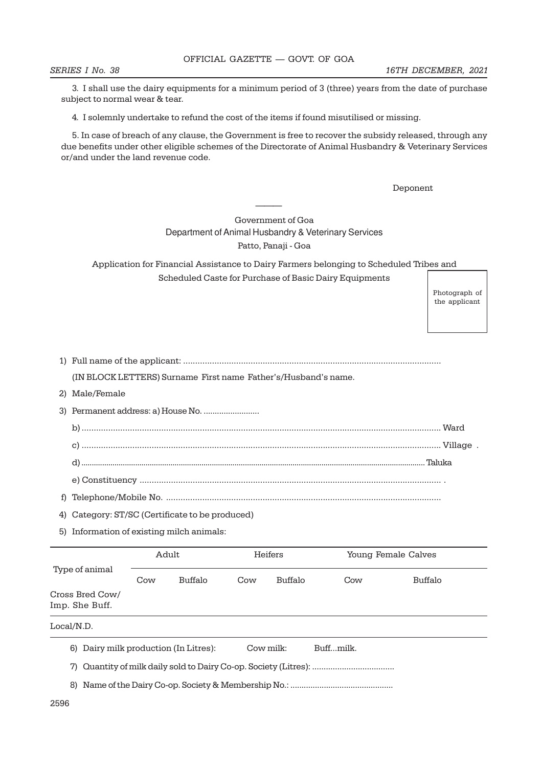3. I shall use the dairy equipments for a minimum period of 3 (three) years from the date of purchase subject to normal wear & tear.

4. I solemnly undertake to refund the cost of the items if found misutilised or missing.

5. In case of breach of any clause, the Government is free to recover the subsidy released, through any due benefits under other eligible schemes of the Directorate of Animal Husbandry & Veterinary Services or/and under the land revenue code.

Deponent

———

Government of Goa
Department of Animal Husbandry & Veterinary Services
Patto, Panaji - Goa

Application for Financial Assistance to Dairy Farmers belonging to Scheduled Tribes and Scheduled Caste for Purchase of Basic Dairy Equipments

Photograph of the applicant

1) Full name of the applicant: ..........................................................................................................

(IN BLOCK LETTERS) Surname First name Father's/Husband's name.

2) Male/Female

3) Permanent address: a) House No. .........................

b) .................................................................................................................................... Ward

c) .................................................................................................................................... Village .

d) .................................................................................................................................... Taluka

e) Constituency .............................................................................................................. .

f) Telephone/Mobile No. .................................................................................................

4) Category: ST/SC (Certificate to be produced)

5) Information of existing milch animals:

| Type of animal | Adult | | Heifers | | Young Female Calves | |
|---|---|---|---|---|---|---|
| | Cow | Buffalo | Cow | Buffalo | Cow | Buffalo |
| Cross Bred Cow/ Imp. She Buff. | | | | | | |
| Local/N.D. | | | | | | |

6) Dairy milk production (In Litres): Cow milk: Buff...milk.

7) Quantity of milk daily sold to Dairy Co-op. Society (Litres): ...................................

8) Name of the Dairy Co-op. Society & Membership No.: .............................................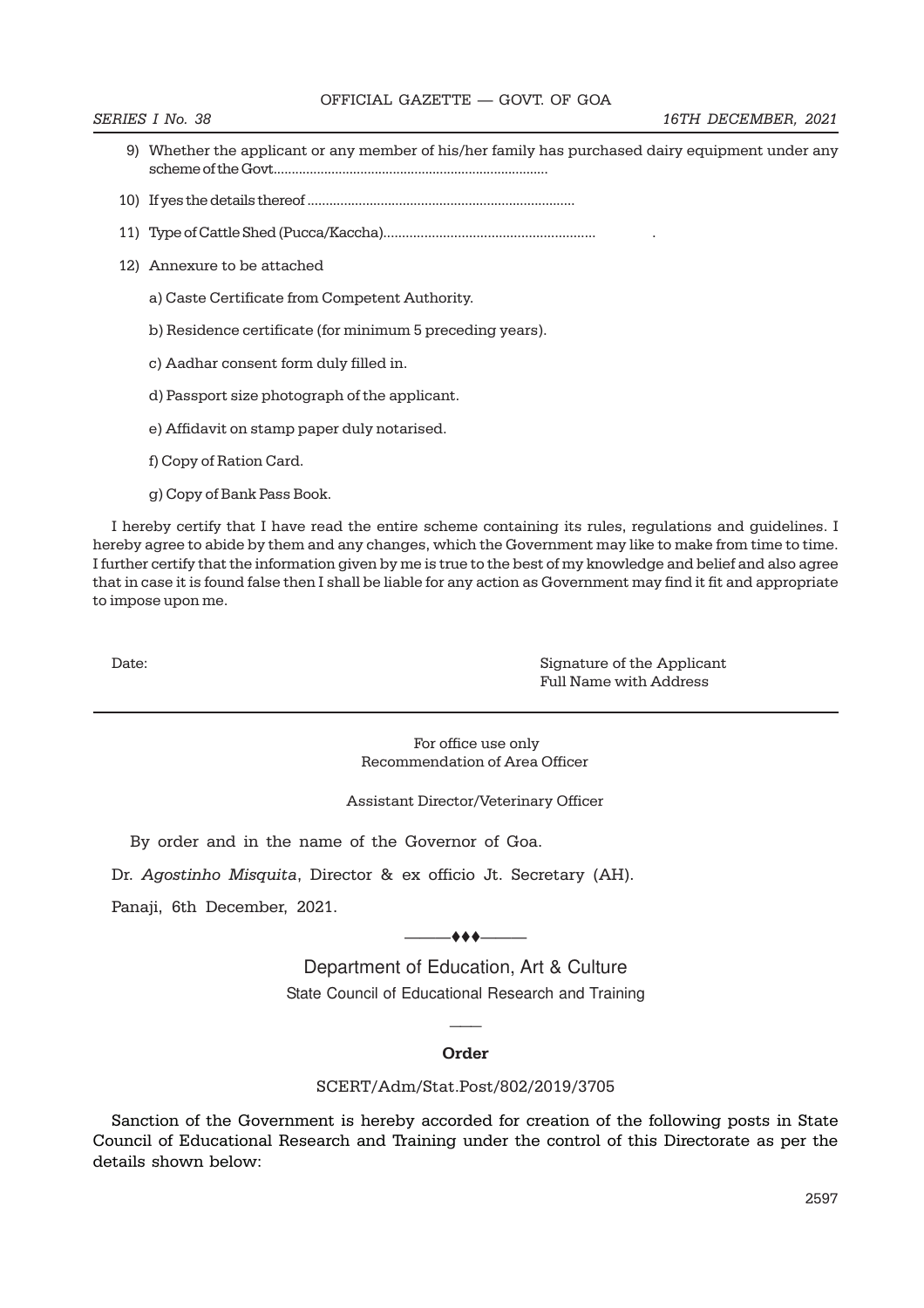9) Whether the applicant or any member of his/her family has purchased dairy equipment under any scheme of the Govt...........................................................................

10) If yes the details thereof ........................................................................

11) Type of Cattle Shed (Pucca/Kaccha)......................................................... .

12) Annexure to be attached

a) Caste Certificate from Competent Authority.

b) Residence certificate (for minimum 5 preceding years).

c) Aadhar consent form duly filled in.

d) Passport size photograph of the applicant.

e) Affidavit on stamp paper duly notarised.

f) Copy of Ration Card.

g) Copy of Bank Pass Book.

I hereby certify that I have read the entire scheme containing its rules, regulations and guidelines. I hereby agree to abide by them and any changes, which the Government may like to make from time to time. I further certify that the information given by me is true to the best of my knowledge and belief and also agree that in case it is found false then I shall be liable for any action as Government may find it fit and appropriate to impose upon me.

Date:

Signature of the Applicant
Full Name with Address

---

For office use only
Recommendation of Area Officer

Assistant Director/Veterinary Officer

By order and in the name of the Governor of Goa.

Dr. *Agostinho Misquita*, Director & ex officio Jt. Secretary (AH).

Panaji, 6th December, 2021.

———♦♦♦———

## Department of Education, Art & Culture

### State Council of Educational Research and Training

**Order**

SCERT/Adm/Stat.Post/802/2019/3705

Sanction of the Government is hereby accorded for creation of the following posts in State Council of Educational Research and Training under the control of this Directorate as per the details shown below: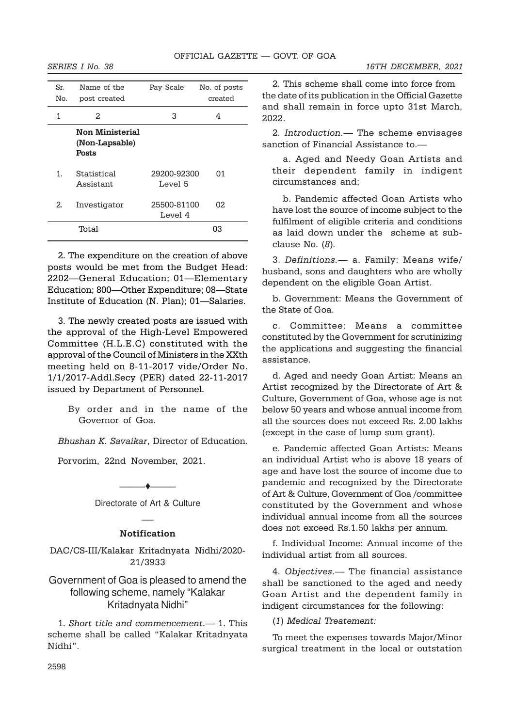| Sr. No. | Name of the post created | Pay Scale | No. of posts created |
|---|---|---|---|
| 1 | 2 | 3 | 4 |
| | **Non Ministerial (Non-Lapsable) Posts** | | |
| 1. | Statistical Assistant | 29200-92300 Level 5 | 01 |
| 2. | Investigator | 25500-81100 Level 4 | 02 |
| | Total | | 03 |

2. The expenditure on the creation of above posts would be met from the Budget Head: 2202—General Education; 01—Elementary Education; 800—Other Expenditure; 08—State Institute of Education (N. Plan); 01—Salaries.

3. The newly created posts are issued with the approval of the High-Level Empowered Committee (H.L.E.C) constituted with the approval of the Council of Ministers in the XXth meeting held on 8-11-2017 vide/Order No. 1/1/2017-Addl.Secy (PER) dated 22-11-2017 issued by Department of Personnel.

By order and in the name of the Governor of Goa.

*Bhushan K. Savaikar*, Director of Education.

Porvorim, 22nd November, 2021.

---

Directorate of Art & Culture

---

**Notification**

DAC/CS-III/Kalakar Kritadnyata Nidhi/2020-21/3933

## Government of Goa is pleased to amend the following scheme, namely "Kalakar Kritadnyata Nidhi"

1. *Short title and commencement.*— 1. This scheme shall be called "Kalakar Kritadnyata Nidhi".

2. This scheme shall come into force from the date of its publication in the Official Gazette and shall remain in force upto 31st March, 2022.

2. *Introduction.*— The scheme envisages sanction of Financial Assistance to.—

a. Aged and Needy Goan Artists and their dependent family in indigent circumstances and;

b. Pandemic affected Goan Artists who have lost the source of income subject to the fulfilment of eligible criteria and conditions as laid down under the scheme at sub-clause No. (*8*).

3. *Definitions.*— a. Family: Means wife/husband, sons and daughters who are wholly dependent on the eligible Goan Artist.

b. Government: Means the Government of the State of Goa.

c. Committee: Means a committee constituted by the Government for scrutinizing the applications and suggesting the financial assistance.

d. Aged and needy Goan Artist: Means an Artist recognized by the Directorate of Art & Culture, Government of Goa, whose age is not below 50 years and whose annual income from all the sources does not exceed Rs. 2.00 lakhs (except in the case of lump sum grant).

e. Pandemic affected Goan Artists: Means an individual Artist who is above 18 years of age and have lost the source of income due to pandemic and recognized by the Directorate of Art & Culture, Government of Goa /committee constituted by the Government and whose individual annual income from all the sources does not exceed Rs.1.50 lakhs per annum.

f. Individual Income: Annual income of the individual artist from all sources.

4. *Objectives.*— The financial assistance shall be sanctioned to the aged and needy Goan Artist and the dependent family in indigent circumstances for the following:

(*1*) *Medical Treatement:*

To meet the expenses towards Major/Minor surgical treatment in the local or outstation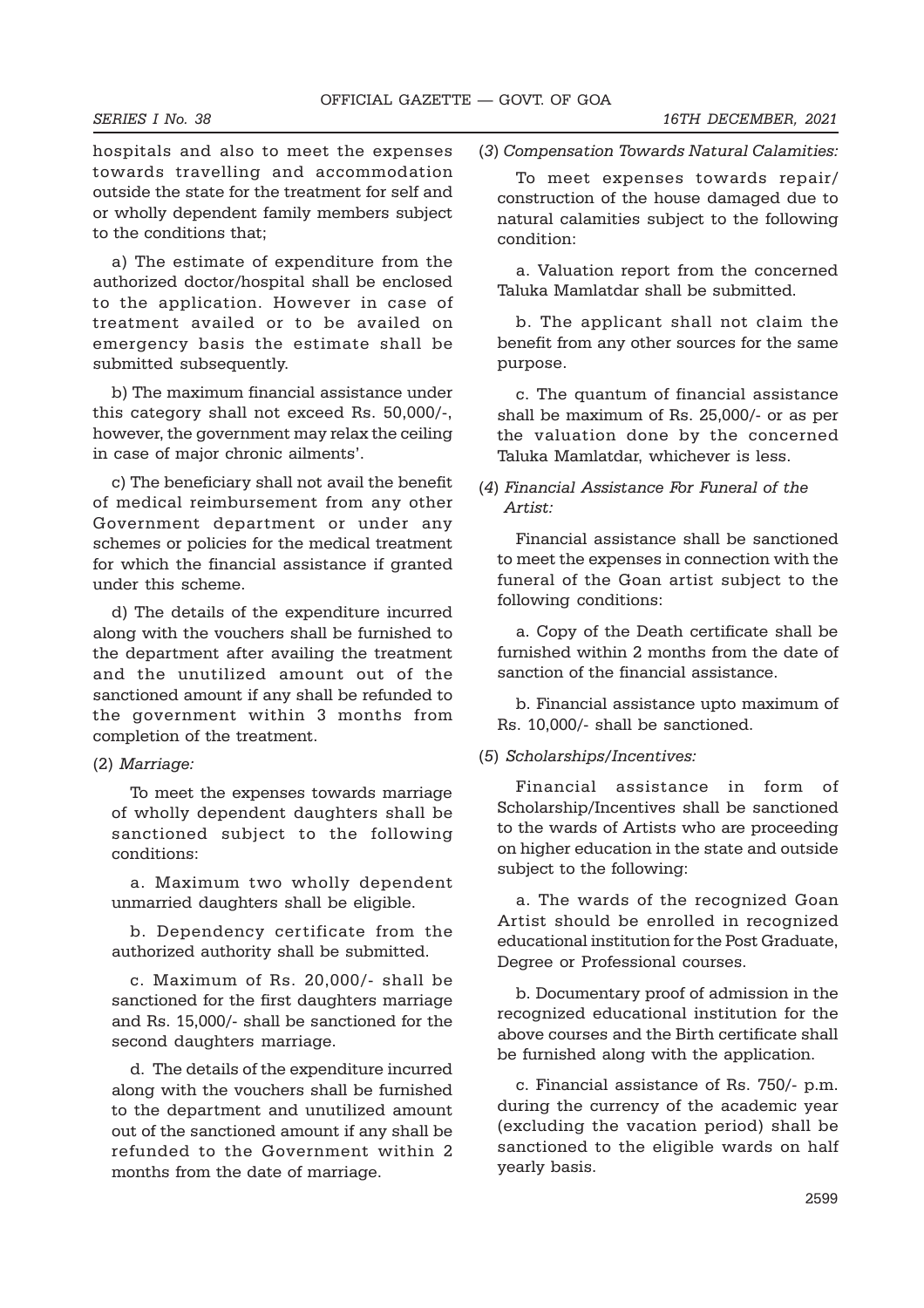hospitals and also to meet the expenses towards travelling and accommodation outside the state for the treatment for self and or wholly dependent family members subject to the conditions that;

a) The estimate of expenditure from the authorized doctor/hospital shall be enclosed to the application. However in case of treatment availed or to be availed on emergency basis the estimate shall be submitted subsequently.

b) The maximum financial assistance under this category shall not exceed Rs. 50,000/-, however, the government may relax the ceiling in case of major chronic ailments'.

c) The beneficiary shall not avail the benefit of medical reimbursement from any other Government department or under any schemes or policies for the medical treatment for which the financial assistance if granted under this scheme.

d) The details of the expenditure incurred along with the vouchers shall be furnished to the department after availing the treatment and the unutilized amount out of the sanctioned amount if any shall be refunded to the government within 3 months from completion of the treatment.

(2) *Marriage:*

To meet the expenses towards marriage of wholly dependent daughters shall be sanctioned subject to the following conditions:

a. Maximum two wholly dependent unmarried daughters shall be eligible.

b. Dependency certificate from the authorized authority shall be submitted.

c. Maximum of Rs. 20,000/- shall be sanctioned for the first daughters marriage and Rs. 15,000/- shall be sanctioned for the second daughters marriage.

d. The details of the expenditure incurred along with the vouchers shall be furnished to the department and unutilized amount out of the sanctioned amount if any shall be refunded to the Government within 2 months from the date of marriage.

(3) *Compensation Towards Natural Calamities:*

To meet expenses towards repair/ construction of the house damaged due to natural calamities subject to the following condition:

a. Valuation report from the concerned Taluka Mamlatdar shall be submitted.

b. The applicant shall not claim the benefit from any other sources for the same purpose.

c. The quantum of financial assistance shall be maximum of Rs. 25,000/- or as per the valuation done by the concerned Taluka Mamlatdar, whichever is less.

(4) *Financial Assistance For Funeral of the Artist:*

Financial assistance shall be sanctioned to meet the expenses in connection with the funeral of the Goan artist subject to the following conditions:

a. Copy of the Death certificate shall be furnished within 2 months from the date of sanction of the financial assistance.

b. Financial assistance upto maximum of Rs. 10,000/- shall be sanctioned.

(5) *Scholarships/Incentives:*

Financial assistance in form of Scholarship/Incentives shall be sanctioned to the wards of Artists who are proceeding on higher education in the state and outside subject to the following:

a. The wards of the recognized Goan Artist should be enrolled in recognized educational institution for the Post Graduate, Degree or Professional courses.

b. Documentary proof of admission in the recognized educational institution for the above courses and the Birth certificate shall be furnished along with the application.

c. Financial assistance of Rs. 750/- p.m. during the currency of the academic year (excluding the vacation period) shall be sanctioned to the eligible wards on half yearly basis.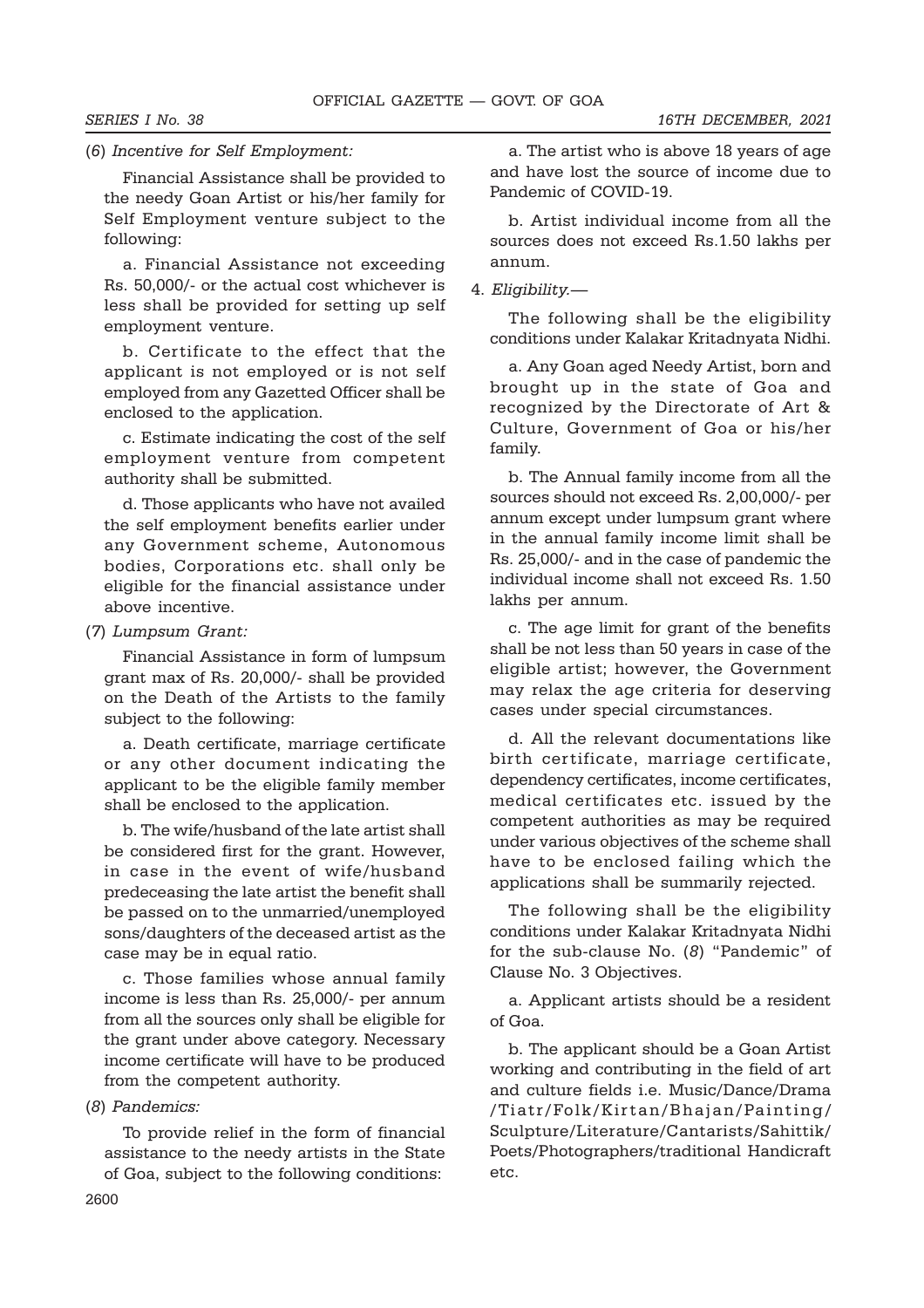(*6*) *Incentive for Self Employment:*

Financial Assistance shall be provided to the needy Goan Artist or his/her family for Self Employment venture subject to the following:

a. Financial Assistance not exceeding Rs. 50,000/- or the actual cost whichever is less shall be provided for setting up self employment venture.

b. Certificate to the effect that the applicant is not employed or is not self employed from any Gazetted Officer shall be enclosed to the application.

c. Estimate indicating the cost of the self employment venture from competent authority shall be submitted.

d. Those applicants who have not availed the self employment benefits earlier under any Government scheme, Autonomous bodies, Corporations etc. shall only be eligible for the financial assistance under above incentive.

(*7*) *Lumpsum Grant:*

Financial Assistance in form of lumpsum grant max of Rs. 20,000/- shall be provided on the Death of the Artists to the family subject to the following:

a. Death certificate, marriage certificate or any other document indicating the applicant to be the eligible family member shall be enclosed to the application.

b. The wife/husband of the late artist shall be considered first for the grant. However, in case in the event of wife/husband predeceasing the late artist the benefit shall be passed on to the unmarried/unemployed sons/daughters of the deceased artist as the case may be in equal ratio.

c. Those families whose annual family income is less than Rs. 25,000/- per annum from all the sources only shall be eligible for the grant under above category. Necessary income certificate will have to be produced from the competent authority.

(*8*) *Pandemics:*

To provide relief in the form of financial assistance to the needy artists in the State of Goa, subject to the following conditions:

a. The artist who is above 18 years of age and have lost the source of income due to Pandemic of COVID-19.

b. Artist individual income from all the sources does not exceed Rs.1.50 lakhs per annum.

4. *Eligibility.—*

The following shall be the eligibility conditions under Kalakar Kritadnyata Nidhi.

a. Any Goan aged Needy Artist, born and brought up in the state of Goa and recognized by the Directorate of Art & Culture, Government of Goa or his/her family.

b. The Annual family income from all the sources should not exceed Rs. 2,00,000/- per annum except under lumpsum grant where in the annual family income limit shall be Rs. 25,000/- and in the case of pandemic the individual income shall not exceed Rs. 1.50 lakhs per annum.

c. The age limit for grant of the benefits shall be not less than 50 years in case of the eligible artist; however, the Government may relax the age criteria for deserving cases under special circumstances.

d. All the relevant documentations like birth certificate, marriage certificate, dependency certificates, income certificates, medical certificates etc. issued by the competent authorities as may be required under various objectives of the scheme shall have to be enclosed failing which the applications shall be summarily rejected.

The following shall be the eligibility conditions under Kalakar Kritadnyata Nidhi for the sub-clause No. (*8*) "Pandemic" of Clause No. 3 Objectives.

a. Applicant artists should be a resident of Goa.

b. The applicant should be a Goan Artist working and contributing in the field of art and culture fields i.e. Music/Dance/Drama /Tiatr/Folk/Kirtan/Bhajan/Painting/ Sculpture/Literature/Cantarists/Sahittik/ Poets/Photographers/traditional Handicraft etc.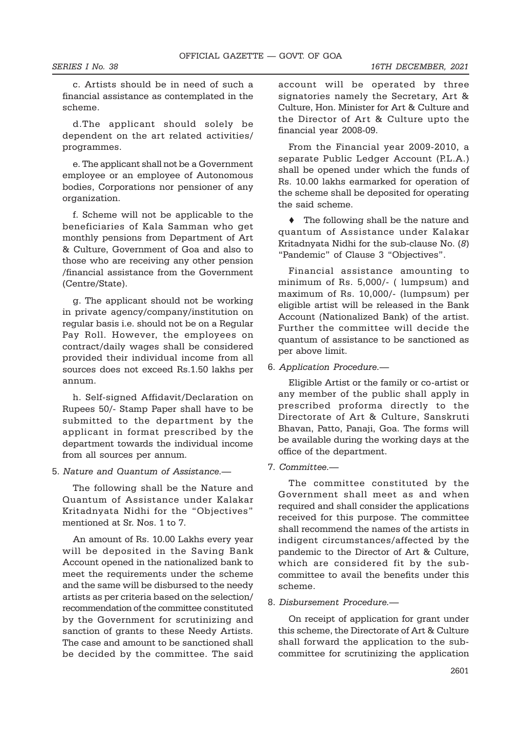c. Artists should be in need of such a financial assistance as contemplated in the scheme.

d.The applicant should solely be dependent on the art related activities/ programmes.

e. The applicant shall not be a Government employee or an employee of Autonomous bodies, Corporations nor pensioner of any organization.

f. Scheme will not be applicable to the beneficiaries of Kala Samman who get monthly pensions from Department of Art & Culture, Government of Goa and also to those who are receiving any other pension /financial assistance from the Government (Centre/State).

g. The applicant should not be working in private agency/company/institution on regular basis i.e. should not be on a Regular Pay Roll. However, the employees on contract/daily wages shall be considered provided their individual income from all sources does not exceed Rs.1.50 lakhs per annum.

h. Self-signed Affidavit/Declaration on Rupees 50/- Stamp Paper shall have to be submitted to the department by the applicant in format prescribed by the department towards the individual income from all sources per annum.

5. *Nature and Quantum of Assistance.*—

The following shall be the Nature and Quantum of Assistance under Kalakar Kritadnyata Nidhi for the "Objectives" mentioned at Sr. Nos. 1 to 7.

An amount of Rs. 10.00 Lakhs every year will be deposited in the Saving Bank Account opened in the nationalized bank to meet the requirements under the scheme and the same will be disbursed to the needy artists as per criteria based on the selection/ recommendation of the committee constituted by the Government for scrutinizing and sanction of grants to these Needy Artists. The case and amount to be sanctioned shall be decided by the committee. The said account will be operated by three signatories namely the Secretary, Art & Culture, Hon. Minister for Art & Culture and the Director of Art & Culture upto the financial year 2008-09.

From the Financial year 2009-2010, a separate Public Ledger Account (P.L.A.) shall be opened under which the funds of Rs. 10.00 lakhs earmarked for operation of the scheme shall be deposited for operating the said scheme.

♦ The following shall be the nature and quantum of Assistance under Kalakar Kritadnyata Nidhi for the sub-clause No. (*8*) "Pandemic" of Clause 3 "Objectives".

Financial assistance amounting to minimum of Rs. 5,000/- ( lumpsum) and maximum of Rs. 10,000/- (lumpsum) per eligible artist will be released in the Bank Account (Nationalized Bank) of the artist. Further the committee will decide the quantum of assistance to be sanctioned as per above limit.

6. *Application Procedure.*—

Eligible Artist or the family or co-artist or any member of the public shall apply in prescribed proforma directly to the Directorate of Art & Culture, Sanskruti Bhavan, Patto, Panaji, Goa. The forms will be available during the working days at the office of the department.

7. *Committee.*—

The committee constituted by the Government shall meet as and when required and shall consider the applications received for this purpose. The committee shall recommend the names of the artists in indigent circumstances/affected by the pandemic to the Director of Art & Culture, which are considered fit by the sub-committee to avail the benefits under this scheme.

8. *Disbursement Procedure.*—

On receipt of application for grant under this scheme, the Directorate of Art & Culture shall forward the application to the sub-committee for scrutinizing the application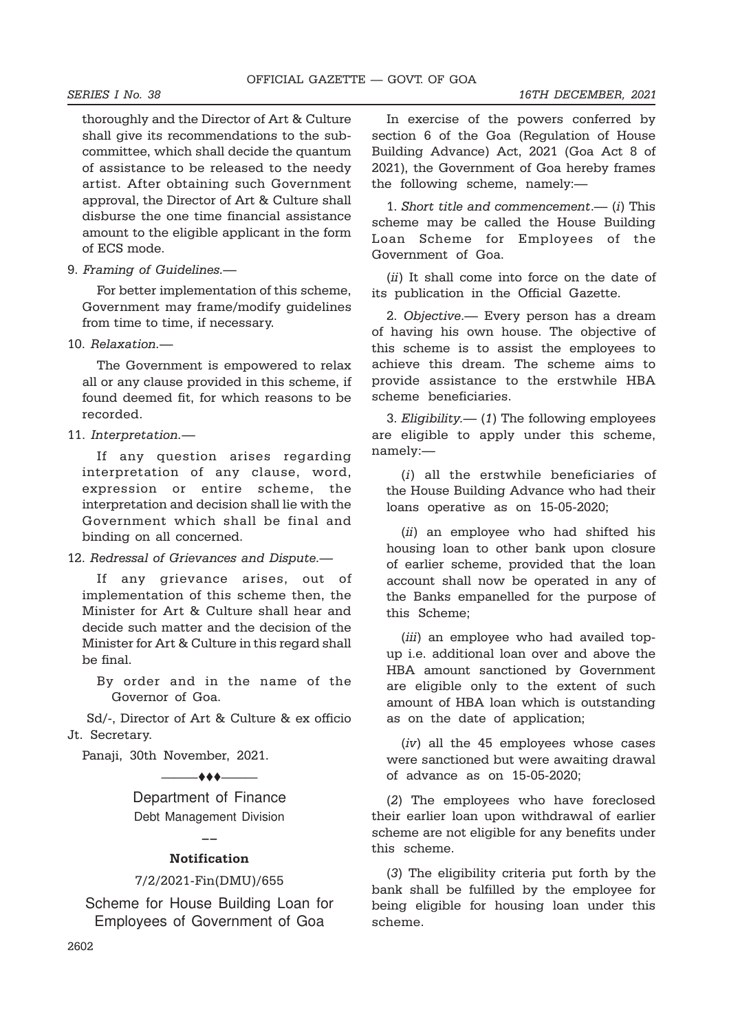thoroughly and the Director of Art & Culture shall give its recommendations to the sub-committee, which shall decide the quantum of assistance to be released to the needy artist. After obtaining such Government approval, the Director of Art & Culture shall disburse the one time financial assistance amount to the eligible applicant in the form of ECS mode.

9. *Framing of Guidelines.*—

For better implementation of this scheme, Government may frame/modify guidelines from time to time, if necessary.

10. *Relaxation.*—

The Government is empowered to relax all or any clause provided in this scheme, if found deemed fit, for which reasons to be recorded.

11. *Interpretation.*—

If any question arises regarding interpretation of any clause, word, expression or entire scheme, the interpretation and decision shall lie with the Government which shall be final and binding on all concerned.

12. *Redressal of Grievances and Dispute.*—

If any grievance arises, out of implementation of this scheme then, the Minister for Art & Culture shall hear and decide such matter and the decision of the Minister for Art & Culture in this regard shall be final.

By order and in the name of the Governor of Goa.

Sd/-, Director of Art & Culture & ex officio Jt. Secretary.

Panaji, 30th November, 2021.

———♦♦♦———

## Department of Finance

Debt Management Division

—

### Notification

7/2/2021-Fin(DMU)/655

## Scheme for House Building Loan for Employees of Government of Goa

In exercise of the powers conferred by section 6 of the Goa (Regulation of House Building Advance) Act, 2021 (Goa Act 8 of 2021), the Government of Goa hereby frames the following scheme, namely:—

1. *Short title and commencement*.— (*i*) This scheme may be called the House Building Loan Scheme for Employees of the Government of Goa.

(*ii*) It shall come into force on the date of its publication in the Official Gazette.

2. *Objective*.— Every person has a dream of having his own house. The objective of this scheme is to assist the employees to achieve this dream. The scheme aims to provide assistance to the erstwhile HBA scheme beneficiaries.

3. *Eligibility*.— (*1*) The following employees are eligible to apply under this scheme, namely:—

(*i*) all the erstwhile beneficiaries of the House Building Advance who had their loans operative as on 15-05-2020;

(*ii*) an employee who had shifted his housing loan to other bank upon closure of earlier scheme, provided that the loan account shall now be operated in any of the Banks empanelled for the purpose of this Scheme;

(*iii*) an employee who had availed top-up i.e. additional loan over and above the HBA amount sanctioned by Government are eligible only to the extent of such amount of HBA loan which is outstanding as on the date of application;

(*iv*) all the 45 employees whose cases were sanctioned but were awaiting drawal of advance as on 15-05-2020;

(*2*) The employees who have foreclosed their earlier loan upon withdrawal of earlier scheme are not eligible for any benefits under this scheme.

(*3*) The eligibility criteria put forth by the bank shall be fulfilled by the employee for being eligible for housing loan under this scheme.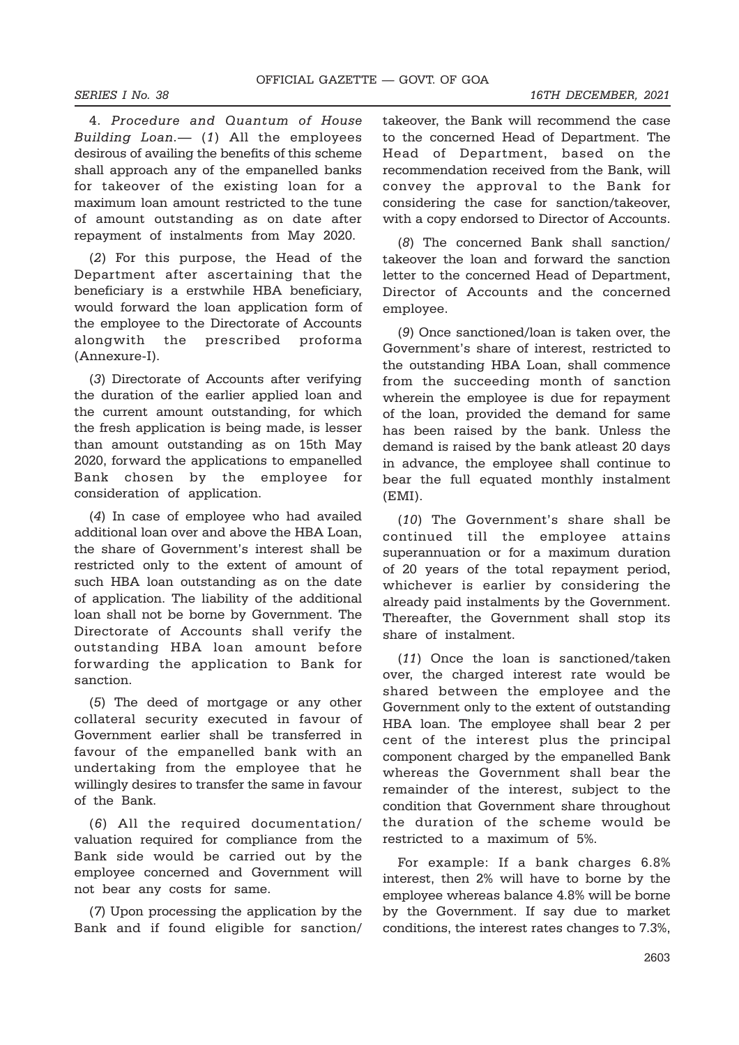4. *Procedure and Quantum of House Building Loan.*— (*1*) All the employees desirous of availing the benefits of this scheme shall approach any of the empanelled banks for takeover of the existing loan for a maximum loan amount restricted to the tune of amount outstanding as on date after repayment of instalments from May 2020.

(*2*) For this purpose, the Head of the Department after ascertaining that the beneficiary is a erstwhile HBA beneficiary, would forward the loan application form of the employee to the Directorate of Accounts alongwith the prescribed proforma (Annexure-I).

(*3*) Directorate of Accounts after verifying the duration of the earlier applied loan and the current amount outstanding, for which the fresh application is being made, is lesser than amount outstanding as on 15th May 2020, forward the applications to empanelled Bank chosen by the employee for consideration of application.

(*4*) In case of employee who had availed additional loan over and above the HBA Loan, the share of Government's interest shall be restricted only to the extent of amount of such HBA loan outstanding as on the date of application. The liability of the additional loan shall not be borne by Government. The Directorate of Accounts shall verify the outstanding HBA loan amount before forwarding the application to Bank for sanction.

(*5*) The deed of mortgage or any other collateral security executed in favour of Government earlier shall be transferred in favour of the empanelled bank with an undertaking from the employee that he willingly desires to transfer the same in favour of the Bank.

(*6*) All the required documentation/ valuation required for compliance from the Bank side would be carried out by the employee concerned and Government will not bear any costs for same.

(*7*) Upon processing the application by the Bank and if found eligible for sanction/ takeover, the Bank will recommend the case to the concerned Head of Department. The Head of Department, based on the recommendation received from the Bank, will convey the approval to the Bank for considering the case for sanction/takeover, with a copy endorsed to Director of Accounts.

(*8*) The concerned Bank shall sanction/ takeover the loan and forward the sanction letter to the concerned Head of Department, Director of Accounts and the concerned employee.

(*9*) Once sanctioned/loan is taken over, the Government's share of interest, restricted to the outstanding HBA Loan, shall commence from the succeeding month of sanction wherein the employee is due for repayment of the loan, provided the demand for same has been raised by the bank. Unless the demand is raised by the bank atleast 20 days in advance, the employee shall continue to bear the full equated monthly instalment (EMI).

(*10*) The Government's share shall be continued till the employee attains superannuation or for a maximum duration of 20 years of the total repayment period, whichever is earlier by considering the already paid instalments by the Government. Thereafter, the Government shall stop its share of instalment.

(*11*) Once the loan is sanctioned/taken over, the charged interest rate would be shared between the employee and the Government only to the extent of outstanding HBA loan. The employee shall bear 2 per cent of the interest plus the principal component charged by the empanelled Bank whereas the Government shall bear the remainder of the interest, subject to the condition that Government share throughout the duration of the scheme would be restricted to a maximum of 5%.

For example: If a bank charges 6.8% interest, then 2% will have to borne by the employee whereas balance 4.8% will be borne by the Government. If say due to market conditions, the interest rates changes to 7.3%,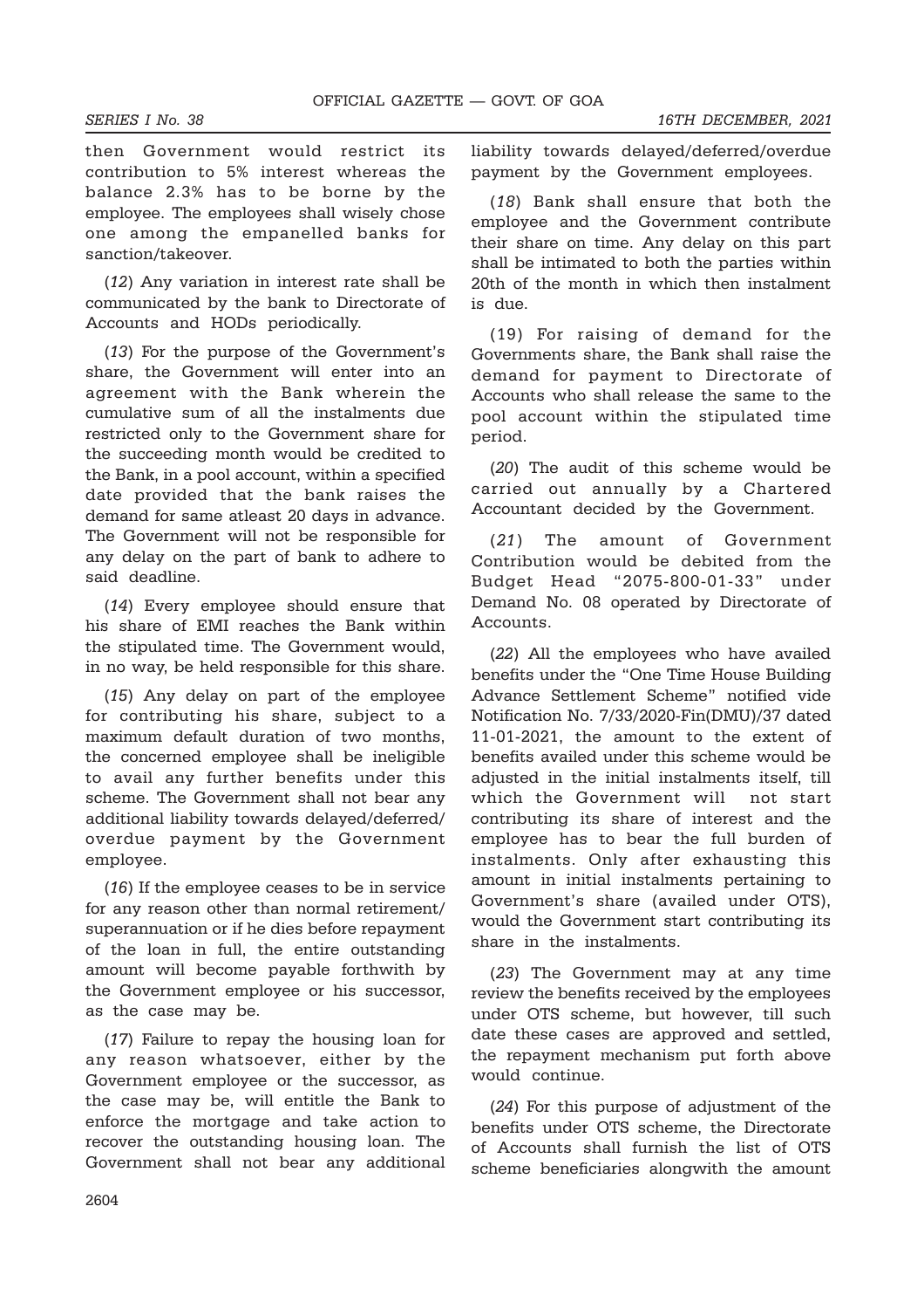then Government would restrict its contribution to 5% interest whereas the balance 2.3% has to be borne by the employee. The employees shall wisely chose one among the empanelled banks for sanction/takeover.

(*12*) Any variation in interest rate shall be communicated by the bank to Directorate of Accounts and HODs periodically.

(*13*) For the purpose of the Government's share, the Government will enter into an agreement with the Bank wherein the cumulative sum of all the instalments due restricted only to the Government share for the succeeding month would be credited to the Bank, in a pool account, within a specified date provided that the bank raises the demand for same atleast 20 days in advance. The Government will not be responsible for any delay on the part of bank to adhere to said deadline.

(*14*) Every employee should ensure that his share of EMI reaches the Bank within the stipulated time. The Government would, in no way, be held responsible for this share.

(*15*) Any delay on part of the employee for contributing his share, subject to a maximum default duration of two months, the concerned employee shall be ineligible to avail any further benefits under this scheme. The Government shall not bear any additional liability towards delayed/deferred/overdue payment by the Government employee.

(*16*) If the employee ceases to be in service for any reason other than normal retirement/superannuation or if he dies before repayment of the loan in full, the entire outstanding amount will become payable forthwith by the Government employee or his successor, as the case may be.

(*17*) Failure to repay the housing loan for any reason whatsoever, either by the Government employee or the successor, as the case may be, will entitle the Bank to enforce the mortgage and take action to recover the outstanding housing loan. The Government shall not bear any additional liability towards delayed/deferred/overdue payment by the Government employees.

(*18*) Bank shall ensure that both the employee and the Government contribute their share on time. Any delay on this part shall be intimated to both the parties within 20th of the month in which then instalment is due.

(19) For raising of demand for the Governments share, the Bank shall raise the demand for payment to Directorate of Accounts who shall release the same to the pool account within the stipulated time period.

(*20*) The audit of this scheme would be carried out annually by a Chartered Accountant decided by the Government.

(*21*) The amount of Government Contribution would be debited from the Budget Head "2075-800-01-33" under Demand No. 08 operated by Directorate of Accounts.

(*22*) All the employees who have availed benefits under the "One Time House Building Advance Settlement Scheme" notified vide Notification No. 7/33/2020-Fin(DMU)/37 dated 11-01-2021, the amount to the extent of benefits availed under this scheme would be adjusted in the initial instalments itself, till which the Government will not start contributing its share of interest and the employee has to bear the full burden of instalments. Only after exhausting this amount in initial instalments pertaining to Government's share (availed under OTS), would the Government start contributing its share in the instalments.

(*23*) The Government may at any time review the benefits received by the employees under OTS scheme, but however, till such date these cases are approved and settled, the repayment mechanism put forth above would continue.

(*24*) For this purpose of adjustment of the benefits under OTS scheme, the Directorate of Accounts shall furnish the list of OTS scheme beneficiaries alongwith the amount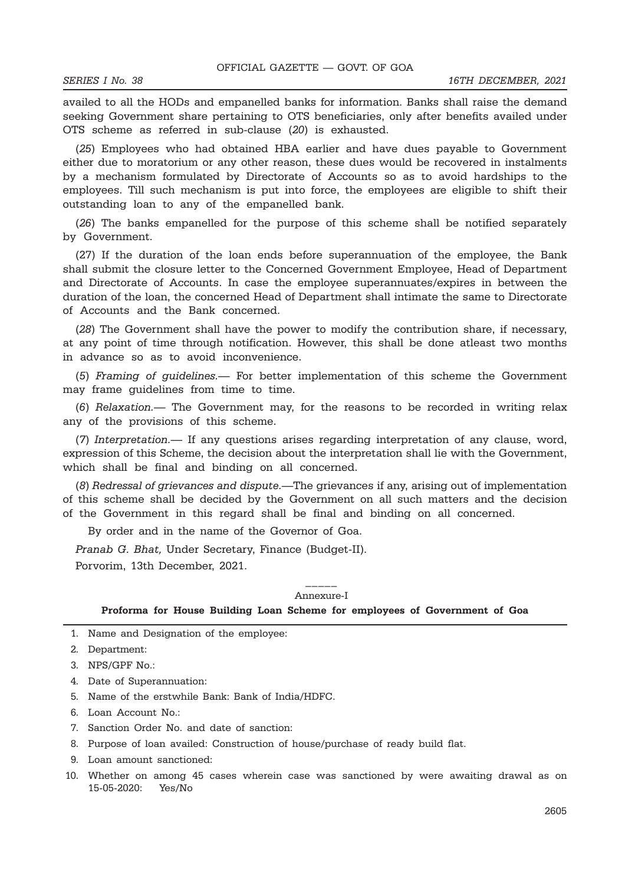availed to all the HODs and empanelled banks for information. Banks shall raise the demand seeking Government share pertaining to OTS beneficiaries, only after benefits availed under OTS scheme as referred in sub-clause (*20*) is exhausted.

(*25*) Employees who had obtained HBA earlier and have dues payable to Government either due to moratorium or any other reason, these dues would be recovered in instalments by a mechanism formulated by Directorate of Accounts so as to avoid hardships to the employees. Till such mechanism is put into force, the employees are eligible to shift their outstanding loan to any of the empanelled bank.

(*26*) The banks empanelled for the purpose of this scheme shall be notified separately by Government.

(27) If the duration of the loan ends before superannuation of the employee, the Bank shall submit the closure letter to the Concerned Government Employee, Head of Department and Directorate of Accounts. In case the employee superannuates/expires in between the duration of the loan, the concerned Head of Department shall intimate the same to Directorate of Accounts and the Bank concerned.

(*28*) The Government shall have the power to modify the contribution share, if necessary, at any point of time through notification. However, this shall be done atleast two months in advance so as to avoid inconvenience.

(*5*) *Framing of guidelines.*— For better implementation of this scheme the Government may frame guidelines from time to time.

(*6*) *Relaxation.*— The Government may, for the reasons to be recorded in writing relax any of the provisions of this scheme.

(*7*) *Interpretation.*— If any questions arises regarding interpretation of any clause, word, expression of this Scheme, the decision about the interpretation shall lie with the Government, which shall be final and binding on all concerned.

(*8*) *Redressal of grievances and dispute.*—The grievances if any, arising out of implementation of this scheme shall be decided by the Government on all such matters and the decision of the Government in this regard shall be final and binding on all concerned.

By order and in the name of the Governor of Goa.

*Pranab G. Bhat,* Under Secretary, Finance (Budget-II).

Porvorim, 13th December, 2021.

\_\_\_\_\_

Annexure-I

**Proforma for House Building Loan Scheme for employees of Government of Goa**

1. Name and Designation of the employee:
2. Department:
3. NPS/GPF No.:
4. Date of Superannuation:
5. Name of the erstwhile Bank: Bank of India/HDFC.
6. Loan Account No.:
7. Sanction Order No. and date of sanction:
8. Purpose of loan availed: Construction of house/purchase of ready build flat.
9. Loan amount sanctioned:
10. Whether on among 45 cases wherein case was sanctioned by were awaiting drawal as on 15-05-2020: Yes/No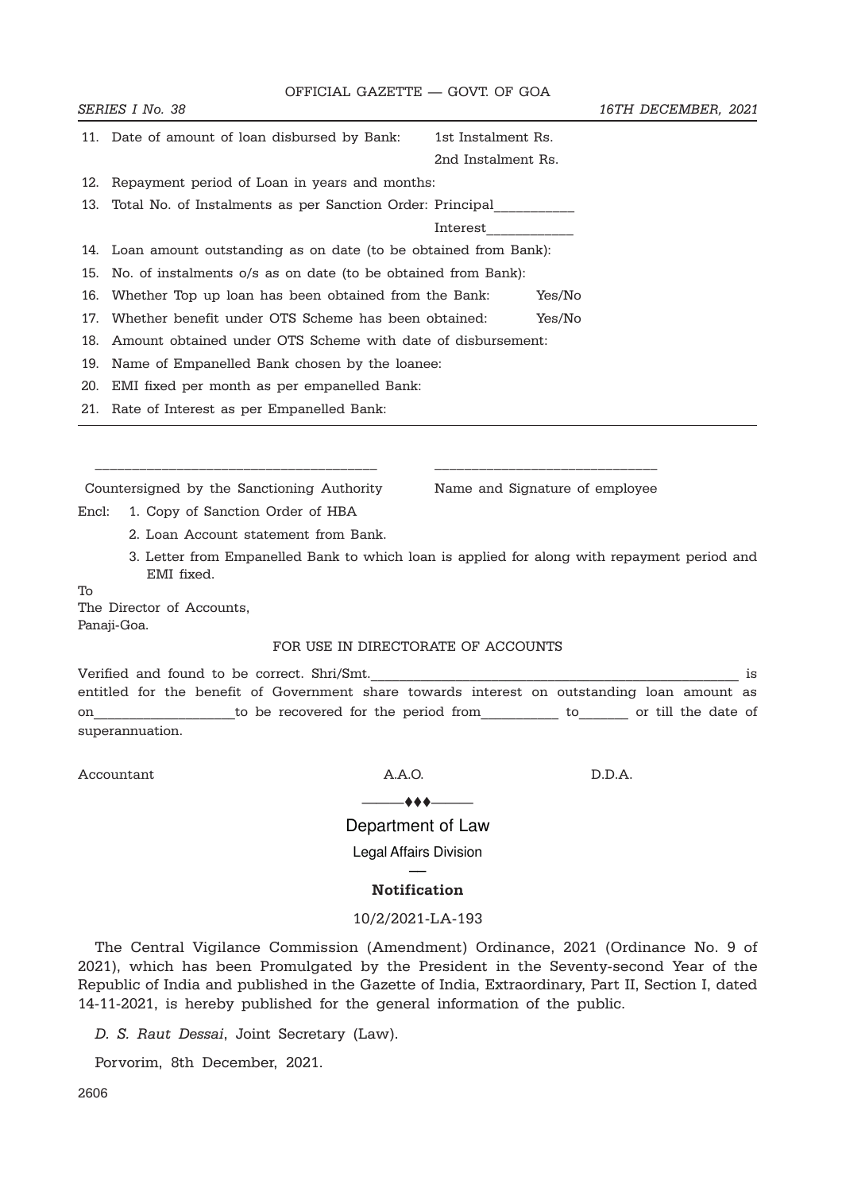11. Date of amount of loan disbursed by Bank: 1st Instalment Rs.

 2nd Instalment Rs.

12. Repayment period of Loan in years and months:

13. Total No. of Instalments as per Sanction Order: Principal__________

 Interest__________

14. Loan amount outstanding as on date (to be obtained from Bank):

15. No. of instalments o/s as on date (to be obtained from Bank):

16. Whether Top up loan has been obtained from the Bank: Yes/No

17. Whether benefit under OTS Scheme has been obtained: Yes/No

18. Amount obtained under OTS Scheme with date of disbursement:

19. Name of Empanelled Bank chosen by the loanee:

20. EMI fixed per month as per empanelled Bank:

21. Rate of Interest as per Empanelled Bank:

---

___________________________________ ___________________________

Countersigned by the Sanctioning Authority Name and Signature of employee

Encl: 1. Copy of Sanction Order of HBA

2. Loan Account statement from Bank.

3. Letter from Empanelled Bank to which loan is applied for along with repayment period and EMI fixed.

To
The Director of Accounts,
Panaji-Goa.

FOR USE IN DIRECTORATE OF ACCOUNTS

Verified and found to be correct. Shri/Smt.______________________________________________ is entitled for the benefit of Government share towards interest on outstanding loan amount as on__________________to be recovered for the period from__________ to______ or till the date of superannuation.

Accountant A.A.O. D.D.A.

———♦♦♦———

## Department of Law

### Legal Affairs Division

**Notification**

10/2/2021-LA-193

The Central Vigilance Commission (Amendment) Ordinance, 2021 (Ordinance No. 9 of 2021), which has been Promulgated by the President in the Seventy-second Year of the Republic of India and published in the Gazette of India, Extraordinary, Part II, Section I, dated 14-11-2021, is hereby published for the general information of the public.

*D. S. Raut Dessai*, Joint Secretary (Law).

Porvorim, 8th December, 2021.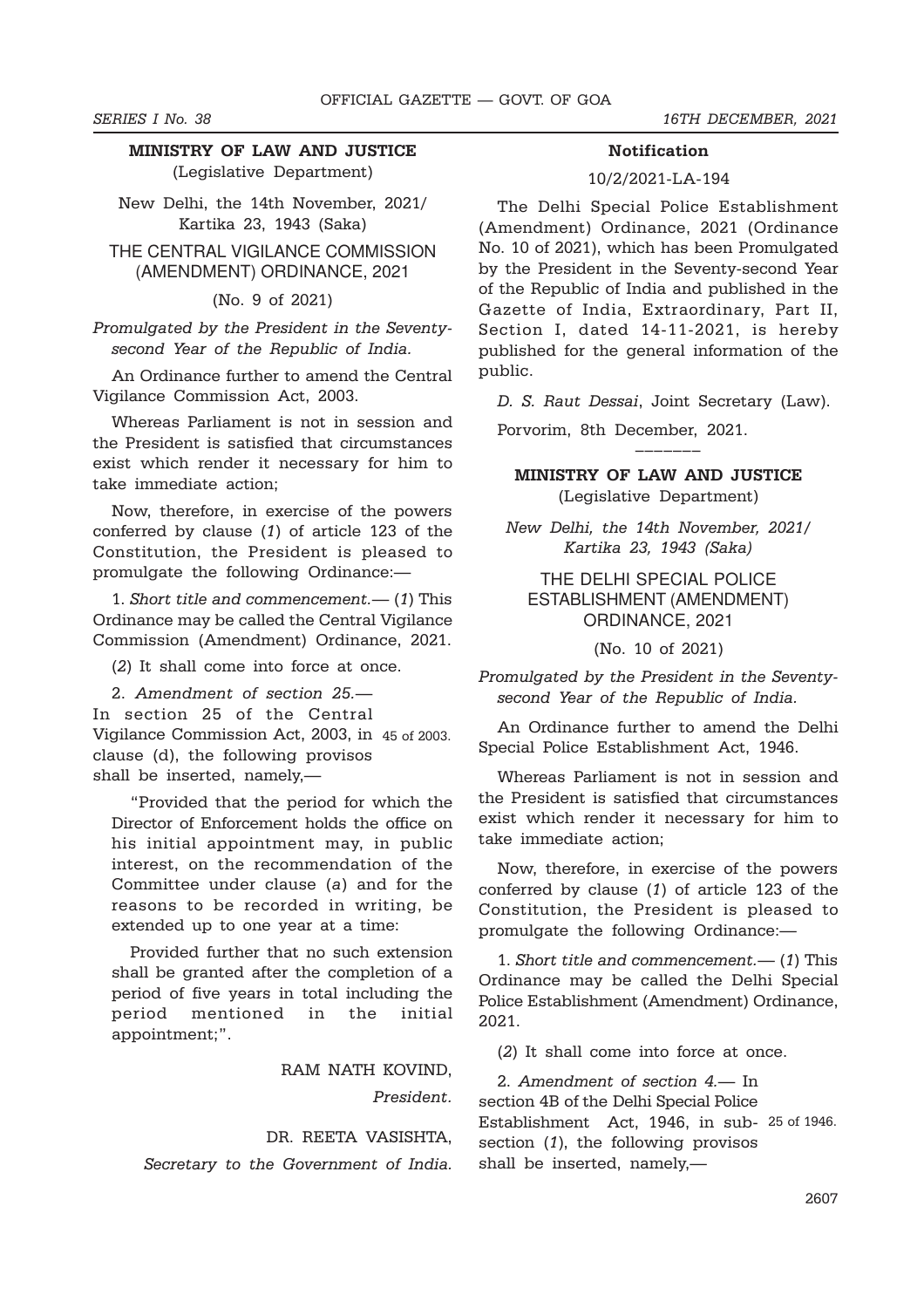**MINISTRY OF LAW AND JUSTICE**
(Legislative Department)

New Delhi, the 14th November, 2021/
Kartika 23, 1943 (Saka)

THE CENTRAL VIGILANCE COMMISSION (AMENDMENT) ORDINANCE, 2021

(No. 9 of 2021)

*Promulgated by the President in the Seventy-second Year of the Republic of India.*

An Ordinance further to amend the Central Vigilance Commission Act, 2003.

Whereas Parliament is not in session and the President is satisfied that circumstances exist which render it necessary for him to take immediate action;

Now, therefore, in exercise of the powers conferred by clause (*1*) of article 123 of the Constitution, the President is pleased to promulgate the following Ordinance:—

1. *Short title and commencement.*— (*1*) This Ordinance may be called the Central Vigilance Commission (Amendment) Ordinance, 2021.

(*2*) It shall come into force at once.

2. *Amendment of section 25.*— In section 25 of the Central Vigilance Commission Act, 2003, in clause (d), the following provisos shall be inserted, namely,— 45 of 2003.

"Provided that the period for which the Director of Enforcement holds the office on his initial appointment may, in public interest, on the recommendation of the Committee under clause (*a*) and for the reasons to be recorded in writing, be extended up to one year at a time:

Provided further that no such extension shall be granted after the completion of a period of five years in total including the period mentioned in the initial appointment;".

RAM NATH KOVIND,
*President.*

DR. REETA VASISHTA,
*Secretary to the Government of India.*

**Notification**

10/2/2021-LA-194

The Delhi Special Police Establishment (Amendment) Ordinance, 2021 (Ordinance No. 10 of 2021), which has been Promulgated by the President in the Seventy-second Year of the Republic of India and published in the Gazette of India, Extraordinary, Part II, Section I, dated 14-11-2021, is hereby published for the general information of the public.

*D. S. Raut Dessai*, Joint Secretary (Law).

Porvorim, 8th December, 2021.

———

**MINISTRY OF LAW AND JUSTICE**
(Legislative Department)

*New Delhi, the 14th November, 2021/ Kartika 23, 1943 (Saka)*

THE DELHI SPECIAL POLICE ESTABLISHMENT (AMENDMENT) ORDINANCE, 2021

(No. 10 of 2021)

*Promulgated by the President in the Seventy-second Year of the Republic of India.*

An Ordinance further to amend the Delhi Special Police Establishment Act, 1946.

Whereas Parliament is not in session and the President is satisfied that circumstances exist which render it necessary for him to take immediate action;

Now, therefore, in exercise of the powers conferred by clause (*1*) of article 123 of the Constitution, the President is pleased to promulgate the following Ordinance:—

1. *Short title and commencement.*— (*1*) This Ordinance may be called the Delhi Special Police Establishment (Amendment) Ordinance, 2021.

(*2*) It shall come into force at once.

2. *Amendment of section 4.*— In section 4B of the Delhi Special Police Establishment Act, 1946, in sub-section (*1*), the following provisos shall be inserted, namely,— 25 of 1946.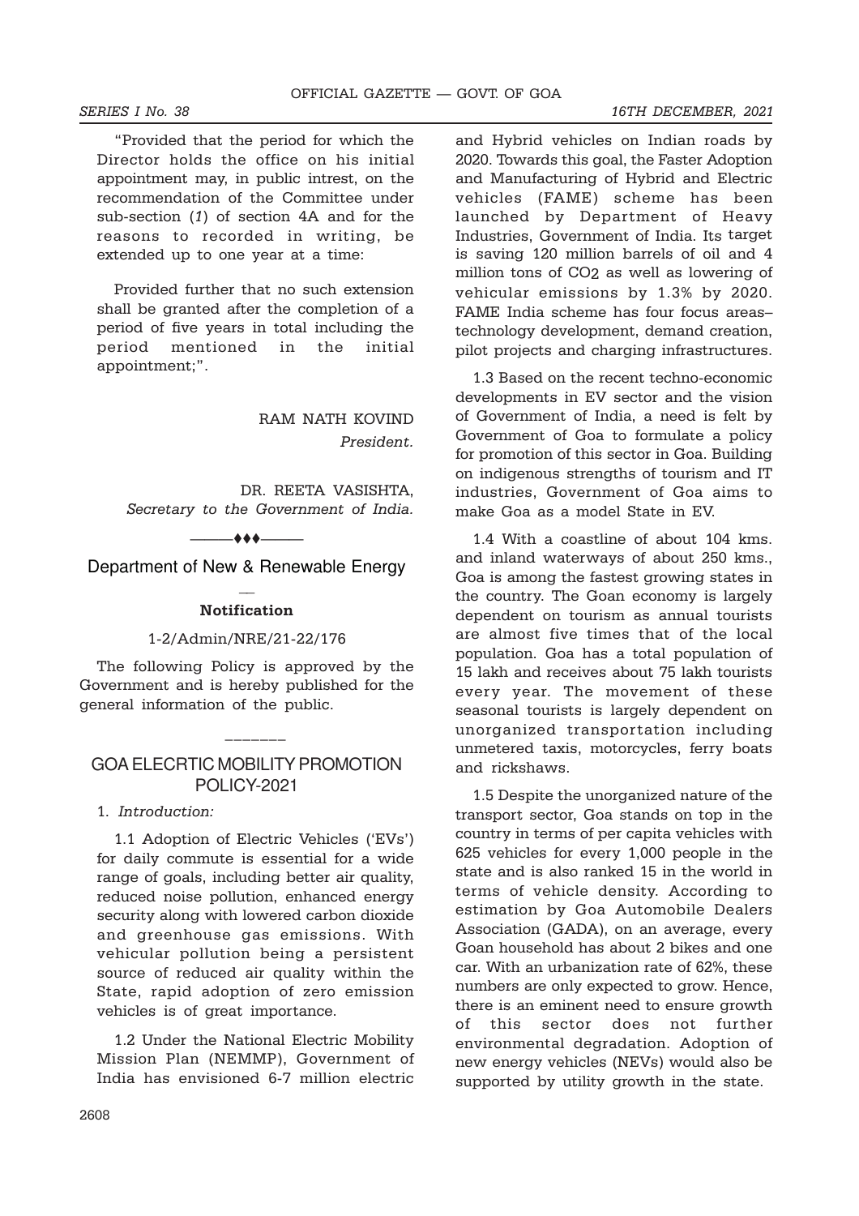"Provided that the period for which the Director holds the office on his initial appointment may, in public interest, on the recommendation of the Committee under sub-section (*1*) of section 4A and for the reasons to recorded in writing, be extended up to one year at a time:

Provided further that no such extension shall be granted after the completion of a period of five years in total including the period mentioned in the initial appointment;".

RAM NATH KOVIND
*President.*

DR. REETA VASISHTA,
*Secretary to the Government of India.*

———♦♦♦———

## Department of New & Renewable Energy

—

### Notification

1-2/Admin/NRE/21-22/176

The following Policy is approved by the Government and is hereby published for the general information of the public.

———————

## GOA ELECRTIC MOBILITY PROMOTION POLICY-2021

1. *Introduction:*

1.1 Adoption of Electric Vehicles ('EVs') for daily commute is essential for a wide range of goals, including better air quality, reduced noise pollution, enhanced energy security along with lowered carbon dioxide and greenhouse gas emissions. With vehicular pollution being a persistent source of reduced air quality within the State, rapid adoption of zero emission vehicles is of great importance.

1.2 Under the National Electric Mobility Mission Plan (NEMMP), Government of India has envisioned 6-7 million electric and Hybrid vehicles on Indian roads by 2020. Towards this goal, the Faster Adoption and Manufacturing of Hybrid and Electric vehicles (FAME) scheme has been launched by Department of Heavy Industries, Government of India. Its target is saving 120 million barrels of oil and 4 million tons of $CO_2$ as well as lowering of vehicular emissions by 1.3% by 2020. FAME India scheme has four focus areas– technology development, demand creation, pilot projects and charging infrastructures.

1.3 Based on the recent techno-economic developments in EV sector and the vision of Government of India, a need is felt by Government of Goa to formulate a policy for promotion of this sector in Goa. Building on indigenous strengths of tourism and IT industries, Government of Goa aims to make Goa as a model State in EV.

1.4 With a coastline of about 104 kms. and inland waterways of about 250 kms., Goa is among the fastest growing states in the country. The Goan economy is largely dependent on tourism as annual tourists are almost five times that of the local population. Goa has a total population of 15 lakh and receives about 75 lakh tourists every year. The movement of these seasonal tourists is largely dependent on unorganized transportation including unmetered taxis, motorcycles, ferry boats and rickshaws.

1.5 Despite the unorganized nature of the transport sector, Goa stands on top in the country in terms of per capita vehicles with 625 vehicles for every 1,000 people in the state and is also ranked 15 in the world in terms of vehicle density. According to estimation by Goa Automobile Dealers Association (GADA), on an average, every Goan household has about 2 bikes and one car. With an urbanization rate of 62%, these numbers are only expected to grow. Hence, there is an eminent need to ensure growth of this sector does not further environmental degradation. Adoption of new energy vehicles (NEVs) would also be supported by utility growth in the state.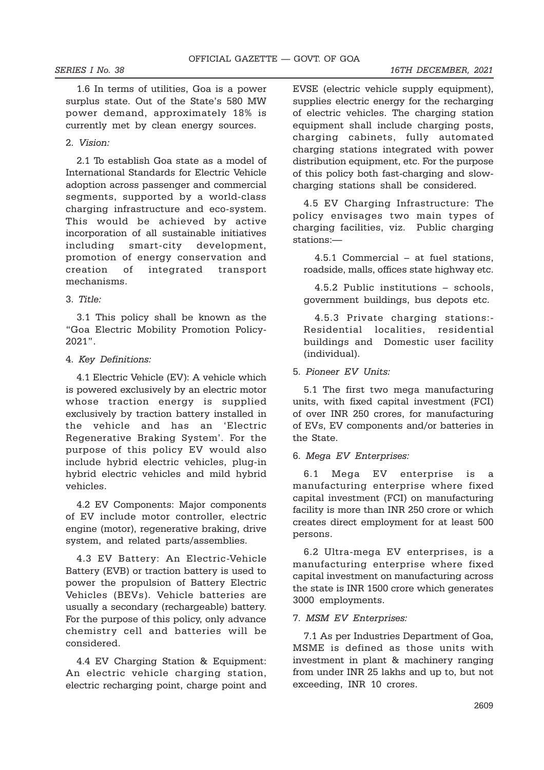1.6 In terms of utilities, Goa is a power surplus state. Out of the State's 580 MW power demand, approximately 18% is currently met by clean energy sources.

2. *Vision:*

2.1 To establish Goa state as a model of International Standards for Electric Vehicle adoption across passenger and commercial segments, supported by a world-class charging infrastructure and eco-system. This would be achieved by active incorporation of all sustainable initiatives including smart-city development, promotion of energy conservation and creation of integrated transport mechanisms.

3. *Title:*

3.1 This policy shall be known as the "Goa Electric Mobility Promotion Policy-2021".

4. *Key Definitions:*

4.1 Electric Vehicle (EV): A vehicle which is powered exclusively by an electric motor whose traction energy is supplied exclusively by traction battery installed in the vehicle and has an 'Electric Regenerative Braking System'. For the purpose of this policy EV would also include hybrid electric vehicles, plug-in hybrid electric vehicles and mild hybrid vehicles.

4.2 EV Components: Major components of EV include motor controller, electric engine (motor), regenerative braking, drive system, and related parts/assemblies.

4.3 EV Battery: An Electric-Vehicle Battery (EVB) or traction battery is used to power the propulsion of Battery Electric Vehicles (BEVs). Vehicle batteries are usually a secondary (rechargeable) battery. For the purpose of this policy, only advance chemistry cell and batteries will be considered.

4.4 EV Charging Station & Equipment: An electric vehicle charging station, electric recharging point, charge point and EVSE (electric vehicle supply equipment), supplies electric energy for the recharging of electric vehicles. The charging station equipment shall include charging posts, charging cabinets, fully automated charging stations integrated with power distribution equipment, etc. For the purpose of this policy both fast-charging and slow-charging stations shall be considered.

4.5 EV Charging Infrastructure: The policy envisages two main types of charging facilities, viz. Public charging stations:—

4.5.1 Commercial – at fuel stations, roadside, malls, offices state highway etc.

4.5.2 Public institutions – schools, government buildings, bus depots etc.

4.5.3 Private charging stations:- Residential localities, residential buildings and Domestic user facility (individual).

5. *Pioneer EV Units:*

5.1 The first two mega manufacturing units, with fixed capital investment (FCI) of over INR 250 crores, for manufacturing of EVs, EV components and/or batteries in the State.

6. *Mega EV Enterprises:*

6.1 Mega EV enterprise is a manufacturing enterprise where fixed capital investment (FCI) on manufacturing facility is more than INR 250 crore or which creates direct employment for at least 500 persons.

6.2 Ultra-mega EV enterprises, is a manufacturing enterprise where fixed capital investment on manufacturing across the state is INR 1500 crore which generates 3000 employments.

7. *MSM EV Enterprises:*

7.1 As per Industries Department of Goa, MSME is defined as those units with investment in plant & machinery ranging from under INR 25 lakhs and up to, but not exceeding, INR 10 crores.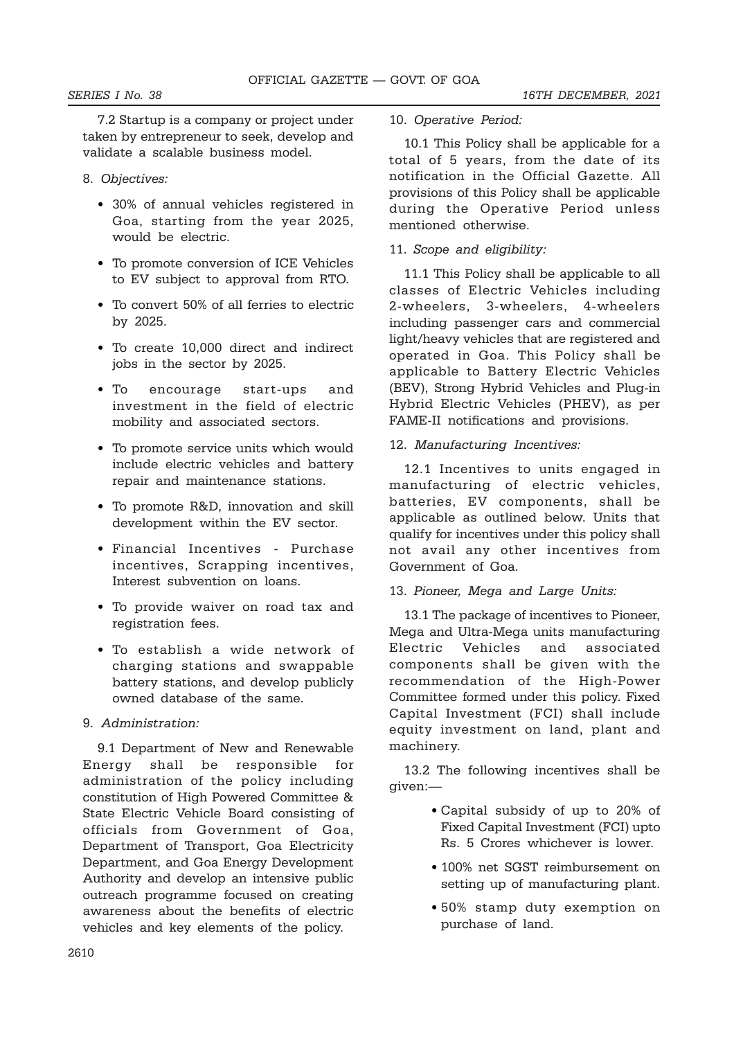7.2 Startup is a company or project under taken by entrepreneur to seek, develop and validate a scalable business model.

8. *Objectives:*

- 30% of annual vehicles registered in Goa, starting from the year 2025, would be electric.
- To promote conversion of ICE Vehicles to EV subject to approval from RTO.
- To convert 50% of all ferries to electric by 2025.
- To create 10,000 direct and indirect jobs in the sector by 2025.
- To encourage start-ups and investment in the field of electric mobility and associated sectors.
- To promote service units which would include electric vehicles and battery repair and maintenance stations.
- To promote R&D, innovation and skill development within the EV sector.
- Financial Incentives - Purchase incentives, Scrapping incentives, Interest subvention on loans.
- To provide waiver on road tax and registration fees.
- To establish a wide network of charging stations and swappable battery stations, and develop publicly owned database of the same.

9. *Administration:*

9.1 Department of New and Renewable Energy shall be responsible for administration of the policy including constitution of High Powered Committee & State Electric Vehicle Board consisting of officials from Government of Goa, Department of Transport, Goa Electricity Department, and Goa Energy Development Authority and develop an intensive public outreach programme focused on creating awareness about the benefits of electric vehicles and key elements of the policy.

10. *Operative Period:*

10.1 This Policy shall be applicable for a total of 5 years, from the date of its notification in the Official Gazette. All provisions of this Policy shall be applicable during the Operative Period unless mentioned otherwise.

11. *Scope and eligibility:*

11.1 This Policy shall be applicable to all classes of Electric Vehicles including 2-wheelers, 3-wheelers, 4-wheelers including passenger cars and commercial light/heavy vehicles that are registered and operated in Goa. This Policy shall be applicable to Battery Electric Vehicles (BEV), Strong Hybrid Vehicles and Plug-in Hybrid Electric Vehicles (PHEV), as per FAME-II notifications and provisions.

12. *Manufacturing Incentives:*

12.1 Incentives to units engaged in manufacturing of electric vehicles, batteries, EV components, shall be applicable as outlined below. Units that qualify for incentives under this policy shall not avail any other incentives from Government of Goa.

13. *Pioneer, Mega and Large Units:*

13.1 The package of incentives to Pioneer, Mega and Ultra-Mega units manufacturing Electric Vehicles and associated components shall be given with the recommendation of the High-Power Committee formed under this policy. Fixed Capital Investment (FCI) shall include equity investment on land, plant and machinery.

13.2 The following incentives shall be given:—

- Capital subsidy of up to 20% of Fixed Capital Investment (FCI) upto Rs. 5 Crores whichever is lower.
- 100% net SGST reimbursement on setting up of manufacturing plant.
- 50% stamp duty exemption on purchase of land.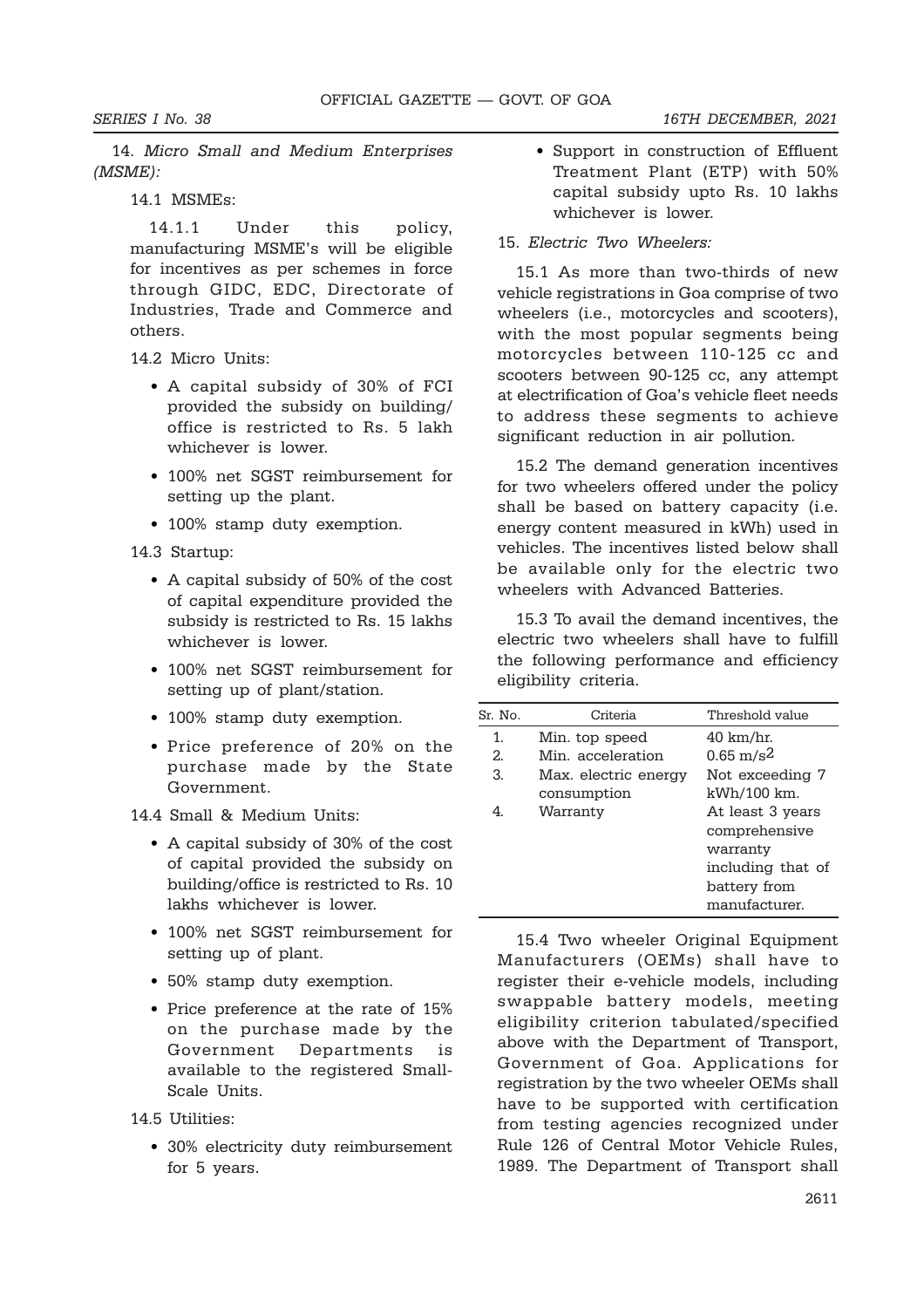14. *Micro Small and Medium Enterprises (MSME):*

14.1 MSMEs:

14.1.1 Under this policy, manufacturing MSME's will be eligible for incentives as per schemes in force through GIDC, EDC, Directorate of Industries, Trade and Commerce and others.

14.2 Micro Units:

- A capital subsidy of 30% of FCI provided the subsidy on building/ office is restricted to Rs. 5 lakh whichever is lower.
- 100% net SGST reimbursement for setting up the plant.
- 100% stamp duty exemption.

14.3 Startup:

- A capital subsidy of 50% of the cost of capital expenditure provided the subsidy is restricted to Rs. 15 lakhs whichever is lower.
- 100% net SGST reimbursement for setting up of plant/station.
- 100% stamp duty exemption.
- Price preference of 20% on the purchase made by the State Government.

14.4 Small & Medium Units:

- A capital subsidy of 30% of the cost of capital provided the subsidy on building/office is restricted to Rs. 10 lakhs whichever is lower.
- 100% net SGST reimbursement for setting up of plant.
- 50% stamp duty exemption.
- Price preference at the rate of 15% on the purchase made by the Government Departments is available to the registered Small-Scale Units.

14.5 Utilities:

- 30% electricity duty reimbursement for 5 years.
- Support in construction of Effluent Treatment Plant (ETP) with 50% capital subsidy upto Rs. 10 lakhs whichever is lower.

15. *Electric Two Wheelers:*

15.1 As more than two-thirds of new vehicle registrations in Goa comprise of two wheelers (i.e., motorcycles and scooters), with the most popular segments being motorcycles between 110-125 cc and scooters between 90-125 cc, any attempt at electrification of Goa's vehicle fleet needs to address these segments to achieve significant reduction in air pollution.

15.2 The demand generation incentives for two wheelers offered under the policy shall be based on battery capacity (i.e. energy content measured in kWh) used in vehicles. The incentives listed below shall be available only for the electric two wheelers with Advanced Batteries.

15.3 To avail the demand incentives, the electric two wheelers shall have to fulfill the following performance and efficiency eligibility criteria.

| Sr. No. | Criteria | Threshold value |
|---|---|---|
| 1. | Min. top speed | 40 km/hr. |
| 2. | Min. acceleration | 0.65 m/s$^2$ |
| 3. | Max. electric energy consumption | Not exceeding 7 kWh/100 km. |
| 4. | Warranty | At least 3 years comprehensive warranty including that of battery from manufacturer. |

15.4 Two wheeler Original Equipment Manufacturers (OEMs) shall have to register their e-vehicle models, including swappable battery models, meeting eligibility criterion tabulated/specified above with the Department of Transport, Government of Goa. Applications for registration by the two wheeler OEMs shall have to be supported with certification from testing agencies recognized under Rule 126 of Central Motor Vehicle Rules, 1989. The Department of Transport shall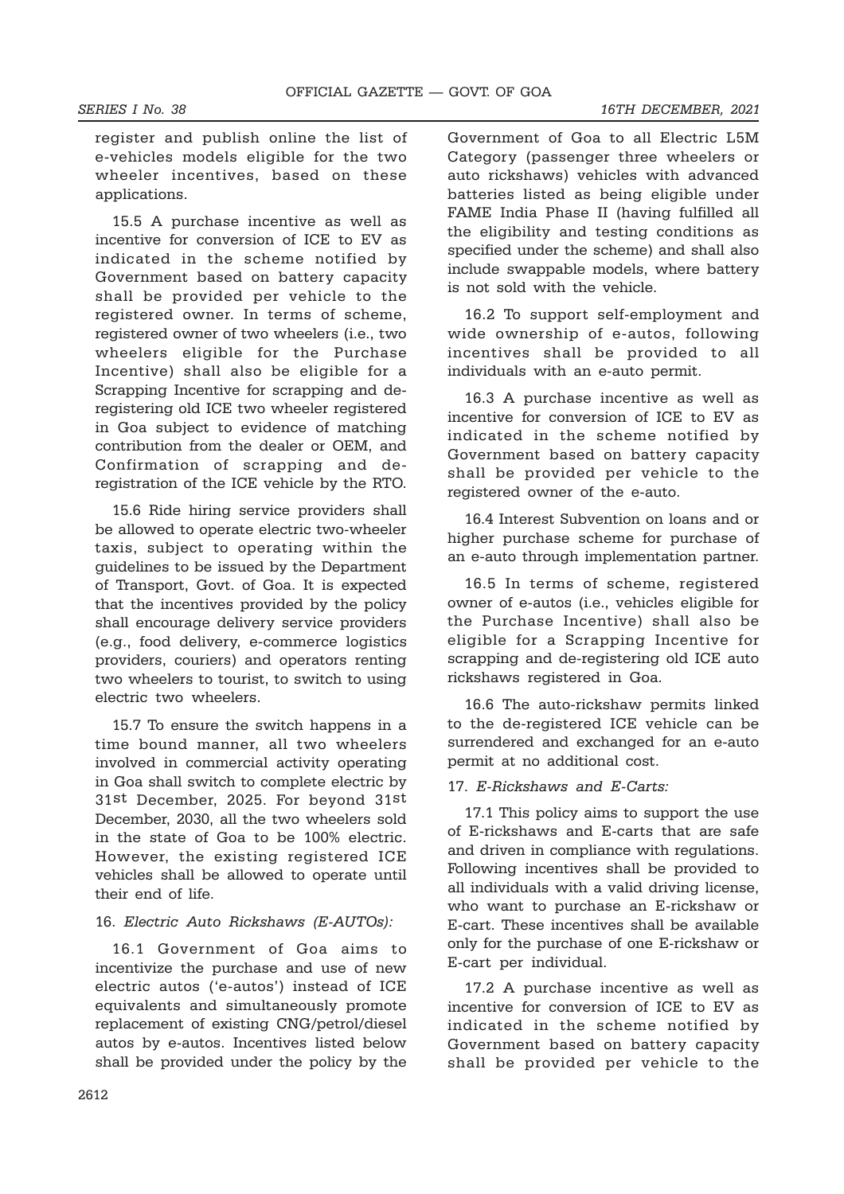register and publish online the list of e-vehicles models eligible for the two wheeler incentives, based on these applications.

15.5 A purchase incentive as well as incentive for conversion of ICE to EV as indicated in the scheme notified by Government based on battery capacity shall be provided per vehicle to the registered owner. In terms of scheme, registered owner of two wheelers (i.e., two wheelers eligible for the Purchase Incentive) shall also be eligible for a Scrapping Incentive for scrapping and de-registering old ICE two wheeler registered in Goa subject to evidence of matching contribution from the dealer or OEM, and Confirmation of scrapping and de-registration of the ICE vehicle by the RTO.

15.6 Ride hiring service providers shall be allowed to operate electric two-wheeler taxis, subject to operating within the guidelines to be issued by the Department of Transport, Govt. of Goa. It is expected that the incentives provided by the policy shall encourage delivery service providers (e.g., food delivery, e-commerce logistics providers, couriers) and operators renting two wheelers to tourist, to switch to using electric two wheelers.

15.7 To ensure the switch happens in a time bound manner, all two wheelers involved in commercial activity operating in Goa shall switch to complete electric by 31st December, 2025. For beyond 31st December, 2030, all the two wheelers sold in the state of Goa to be 100% electric. However, the existing registered ICE vehicles shall be allowed to operate until their end of life.

16. *Electric Auto Rickshaws (E-AUTOs):*

16.1 Government of Goa aims to incentivize the purchase and use of new electric autos ('e-autos') instead of ICE equivalents and simultaneously promote replacement of existing CNG/petrol/diesel autos by e-autos. Incentives listed below shall be provided under the policy by the Government of Goa to all Electric L5M Category (passenger three wheelers or auto rickshaws) vehicles with advanced batteries listed as being eligible under FAME India Phase II (having fulfilled all the eligibility and testing conditions as specified under the scheme) and shall also include swappable models, where battery is not sold with the vehicle.

16.2 To support self-employment and wide ownership of e-autos, following incentives shall be provided to all individuals with an e-auto permit.

16.3 A purchase incentive as well as incentive for conversion of ICE to EV as indicated in the scheme notified by Government based on battery capacity shall be provided per vehicle to the registered owner of the e-auto.

16.4 Interest Subvention on loans and or higher purchase scheme for purchase of an e-auto through implementation partner.

16.5 In terms of scheme, registered owner of e-autos (i.e., vehicles eligible for the Purchase Incentive) shall also be eligible for a Scrapping Incentive for scrapping and de-registering old ICE auto rickshaws registered in Goa.

16.6 The auto-rickshaw permits linked to the de-registered ICE vehicle can be surrendered and exchanged for an e-auto permit at no additional cost.

17. *E-Rickshaws and E-Carts:*

17.1 This policy aims to support the use of E-rickshaws and E-carts that are safe and driven in compliance with regulations. Following incentives shall be provided to all individuals with a valid driving license, who want to purchase an E-rickshaw or E-cart. These incentives shall be available only for the purchase of one E-rickshaw or E-cart per individual.

17.2 A purchase incentive as well as incentive for conversion of ICE to EV as indicated in the scheme notified by Government based on battery capacity shall be provided per vehicle to the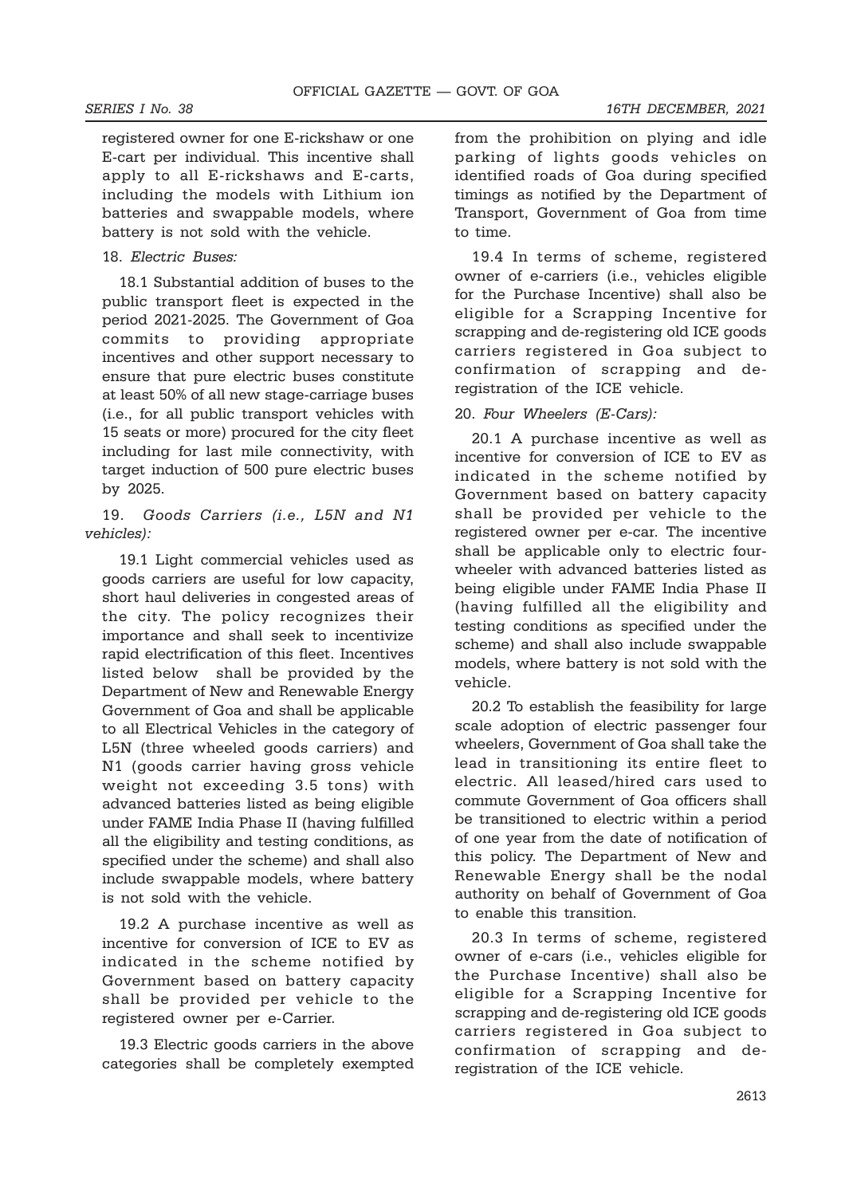registered owner for one E-rickshaw or one E-cart per individual. This incentive shall apply to all E-rickshaws and E-carts, including the models with Lithium ion batteries and swappable models, where battery is not sold with the vehicle.

18. *Electric Buses:*

18.1 Substantial addition of buses to the public transport fleet is expected in the period 2021-2025. The Government of Goa commits to providing appropriate incentives and other support necessary to ensure that pure electric buses constitute at least 50% of all new stage-carriage buses (i.e., for all public transport vehicles with 15 seats or more) procured for the city fleet including for last mile connectivity, with target induction of 500 pure electric buses by 2025.

19. *Goods Carriers (i.e., L5N and N1 vehicles):*

19.1 Light commercial vehicles used as goods carriers are useful for low capacity, short haul deliveries in congested areas of the city. The policy recognizes their importance and shall seek to incentivize rapid electrification of this fleet. Incentives listed below shall be provided by the Department of New and Renewable Energy Government of Goa and shall be applicable to all Electrical Vehicles in the category of L5N (three wheeled goods carriers) and N1 (goods carrier having gross vehicle weight not exceeding 3.5 tons) with advanced batteries listed as being eligible under FAME India Phase II (having fulfilled all the eligibility and testing conditions, as specified under the scheme) and shall also include swappable models, where battery is not sold with the vehicle.

19.2 A purchase incentive as well as incentive for conversion of ICE to EV as indicated in the scheme notified by Government based on battery capacity shall be provided per vehicle to the registered owner per e-Carrier.

19.3 Electric goods carriers in the above categories shall be completely exempted from the prohibition on plying and idle parking of lights goods vehicles on identified roads of Goa during specified timings as notified by the Department of Transport, Government of Goa from time to time.

19.4 In terms of scheme, registered owner of e-carriers (i.e., vehicles eligible for the Purchase Incentive) shall also be eligible for a Scrapping Incentive for scrapping and de-registering old ICE goods carriers registered in Goa subject to confirmation of scrapping and de-registration of the ICE vehicle.

20. *Four Wheelers (E-Cars):*

20.1 A purchase incentive as well as incentive for conversion of ICE to EV as indicated in the scheme notified by Government based on battery capacity shall be provided per vehicle to the registered owner per e-car. The incentive shall be applicable only to electric four-wheeler with advanced batteries listed as being eligible under FAME India Phase II (having fulfilled all the eligibility and testing conditions as specified under the scheme) and shall also include swappable models, where battery is not sold with the vehicle.

20.2 To establish the feasibility for large scale adoption of electric passenger four wheelers, Government of Goa shall take the lead in transitioning its entire fleet to electric. All leased/hired cars used to commute Government of Goa officers shall be transitioned to electric within a period of one year from the date of notification of this policy. The Department of New and Renewable Energy shall be the nodal authority on behalf of Government of Goa to enable this transition.

20.3 In terms of scheme, registered owner of e-cars (i.e., vehicles eligible for the Purchase Incentive) shall also be eligible for a Scrapping Incentive for scrapping and de-registering old ICE goods carriers registered in Goa subject to confirmation of scrapping and de-registration of the ICE vehicle.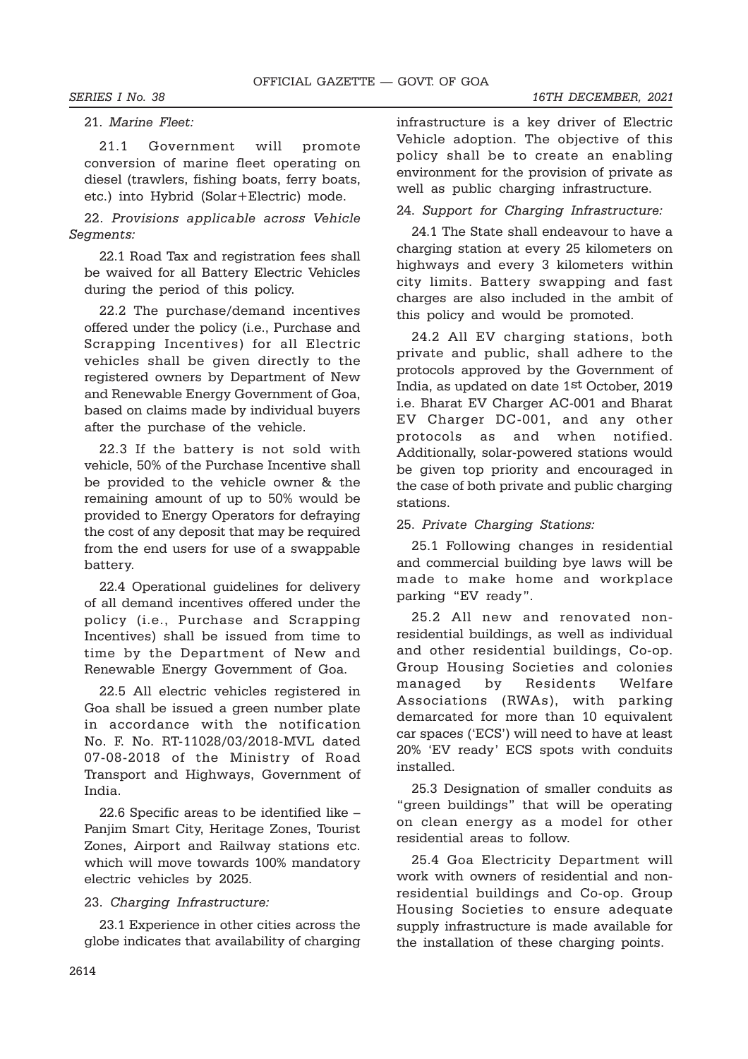21. *Marine Fleet:*

21.1 Government will promote conversion of marine fleet operating on diesel (trawlers, fishing boats, ferry boats, etc.) into Hybrid (Solar+Electric) mode.

22. *Provisions applicable across Vehicle Segments:*

22.1 Road Tax and registration fees shall be waived for all Battery Electric Vehicles during the period of this policy.

22.2 The purchase/demand incentives offered under the policy (i.e., Purchase and Scrapping Incentives) for all Electric vehicles shall be given directly to the registered owners by Department of New and Renewable Energy Government of Goa, based on claims made by individual buyers after the purchase of the vehicle.

22.3 If the battery is not sold with vehicle, 50% of the Purchase Incentive shall be provided to the vehicle owner & the remaining amount of up to 50% would be provided to Energy Operators for defraying the cost of any deposit that may be required from the end users for use of a swappable battery.

22.4 Operational guidelines for delivery of all demand incentives offered under the policy (i.e., Purchase and Scrapping Incentives) shall be issued from time to time by the Department of New and Renewable Energy Government of Goa.

22.5 All electric vehicles registered in Goa shall be issued a green number plate in accordance with the notification No. F. No. RT-11028/03/2018-MVL dated 07-08-2018 of the Ministry of Road Transport and Highways, Government of India.

22.6 Specific areas to be identified like – Panjim Smart City, Heritage Zones, Tourist Zones, Airport and Railway stations etc. which will move towards 100% mandatory electric vehicles by 2025.

23. *Charging Infrastructure:*

23.1 Experience in other cities across the globe indicates that availability of charging infrastructure is a key driver of Electric Vehicle adoption. The objective of this policy shall be to create an enabling environment for the provision of private as well as public charging infrastructure.

24. *Support for Charging Infrastructure:*

24.1 The State shall endeavour to have a charging station at every 25 kilometers on highways and every 3 kilometers within city limits. Battery swapping and fast charges are also included in the ambit of this policy and would be promoted.

24.2 All EV charging stations, both private and public, shall adhere to the protocols approved by the Government of India, as updated on date 1st October, 2019 i.e. Bharat EV Charger AC-001 and Bharat EV Charger DC-001, and any other protocols as and when notified. Additionally, solar-powered stations would be given top priority and encouraged in the case of both private and public charging stations.

25. *Private Charging Stations:*

25.1 Following changes in residential and commercial building bye laws will be made to make home and workplace parking "EV ready".

25.2 All new and renovated non-residential buildings, as well as individual and other residential buildings, Co-op. Group Housing Societies and colonies managed by Residents Welfare Associations (RWAs), with parking demarcated for more than 10 equivalent car spaces ('ECS') will need to have at least 20% 'EV ready' ECS spots with conduits installed.

25.3 Designation of smaller conduits as "green buildings" that will be operating on clean energy as a model for other residential areas to follow.

25.4 Goa Electricity Department will work with owners of residential and non-residential buildings and Co-op. Group Housing Societies to ensure adequate supply infrastructure is made available for the installation of these charging points.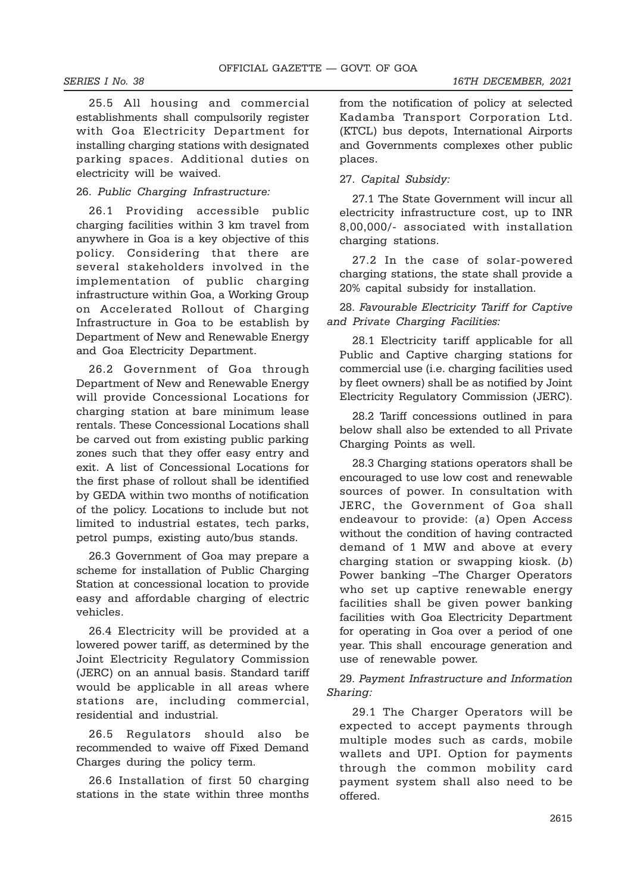25.5 All housing and commercial establishments shall compulsorily register with Goa Electricity Department for installing charging stations with designated parking spaces. Additional duties on electricity will be waived.

26. *Public Charging Infrastructure:*

26.1 Providing accessible public charging facilities within 3 km travel from anywhere in Goa is a key objective of this policy. Considering that there are several stakeholders involved in the implementation of public charging infrastructure within Goa, a Working Group on Accelerated Rollout of Charging Infrastructure in Goa to be establish by Department of New and Renewable Energy and Goa Electricity Department.

26.2 Government of Goa through Department of New and Renewable Energy will provide Concessional Locations for charging station at bare minimum lease rentals. These Concessional Locations shall be carved out from existing public parking zones such that they offer easy entry and exit. A list of Concessional Locations for the first phase of rollout shall be identified by GEDA within two months of notification of the policy. Locations to include but not limited to industrial estates, tech parks, petrol pumps, existing auto/bus stands.

26.3 Government of Goa may prepare a scheme for installation of Public Charging Station at concessional location to provide easy and affordable charging of electric vehicles.

26.4 Electricity will be provided at a lowered power tariff, as determined by the Joint Electricity Regulatory Commission (JERC) on an annual basis. Standard tariff would be applicable in all areas where stations are, including commercial, residential and industrial.

26.5 Regulators should also be recommended to waive off Fixed Demand Charges during the policy term.

26.6 Installation of first 50 charging stations in the state within three months from the notification of policy at selected Kadamba Transport Corporation Ltd. (KTCL) bus depots, International Airports and Governments complexes other public places.

27. *Capital Subsidy:*

27.1 The State Government will incur all electricity infrastructure cost, up to INR 8,00,000/- associated with installation charging stations.

27.2 In the case of solar-powered charging stations, the state shall provide a 20% capital subsidy for installation.

28. *Favourable Electricity Tariff for Captive and Private Charging Facilities:*

28.1 Electricity tariff applicable for all Public and Captive charging stations for commercial use (i.e. charging facilities used by fleet owners) shall be as notified by Joint Electricity Regulatory Commission (JERC).

28.2 Tariff concessions outlined in para below shall also be extended to all Private Charging Points as well.

28.3 Charging stations operators shall be encouraged to use low cost and renewable sources of power. In consultation with JERC, the Government of Goa shall endeavour to provide: (*a*) Open Access without the condition of having contracted demand of 1 MW and above at every charging station or swapping kiosk. (*b*) Power banking –The Charger Operators who set up captive renewable energy facilities shall be given power banking facilities with Goa Electricity Department for operating in Goa over a period of one year. This shall encourage generation and use of renewable power.

29. *Payment Infrastructure and Information Sharing:*

29.1 The Charger Operators will be expected to accept payments through multiple modes such as cards, mobile wallets and UPI. Option for payments through the common mobility card payment system shall also need to be offered.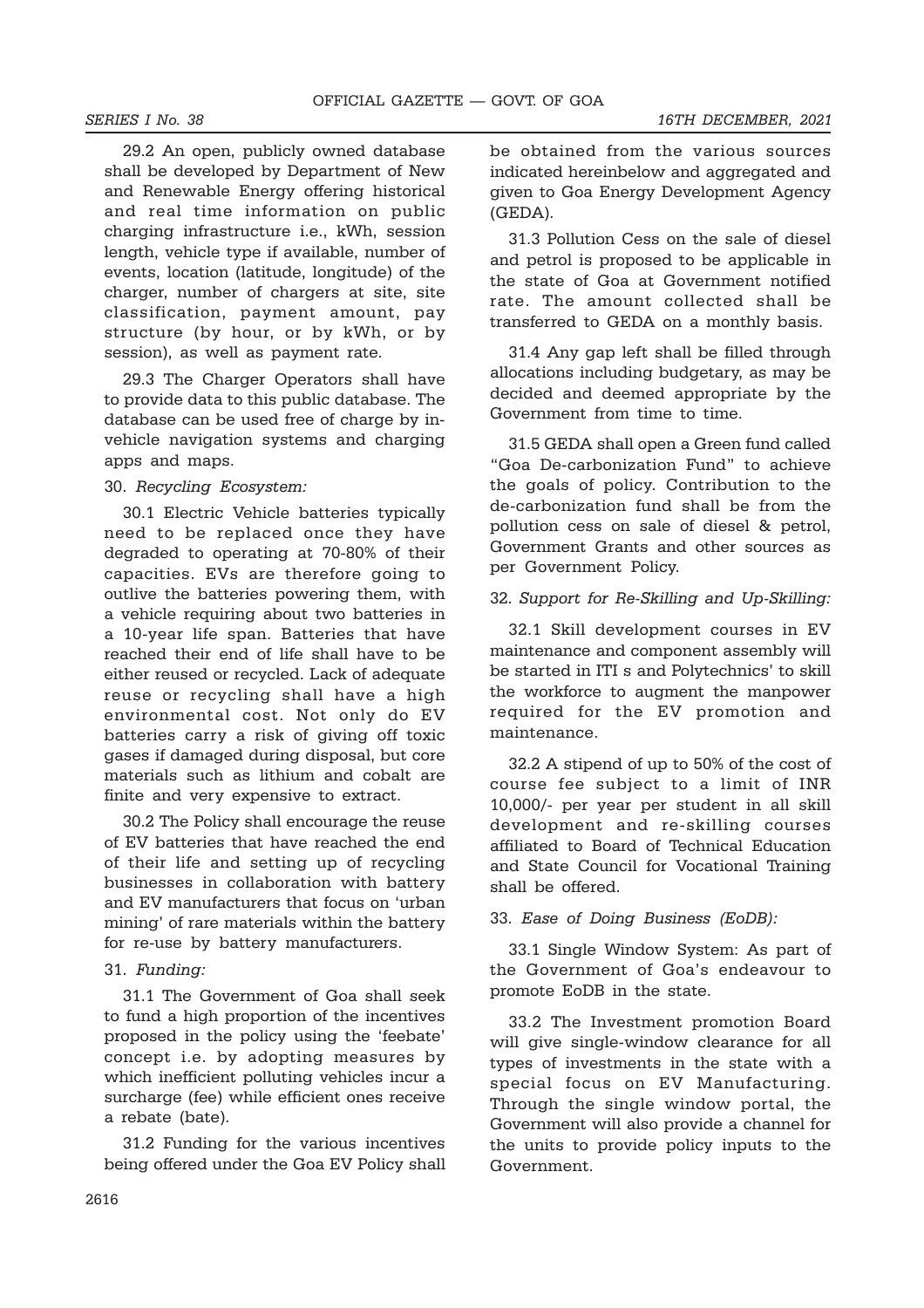29.2 An open, publicly owned database shall be developed by Department of New and Renewable Energy offering historical and real time information on public charging infrastructure i.e., kWh, session length, vehicle type if available, number of events, location (latitude, longitude) of the charger, number of chargers at site, site classification, payment amount, pay structure (by hour, or by kWh, or by session), as well as payment rate.

29.3 The Charger Operators shall have to provide data to this public database. The database can be used free of charge by in-vehicle navigation systems and charging apps and maps.

30. *Recycling Ecosystem:*

30.1 Electric Vehicle batteries typically need to be replaced once they have degraded to operating at 70-80% of their capacities. EVs are therefore going to outlive the batteries powering them, with a vehicle requiring about two batteries in a 10-year life span. Batteries that have reached their end of life shall have to be either reused or recycled. Lack of adequate reuse or recycling shall have a high environmental cost. Not only do EV batteries carry a risk of giving off toxic gases if damaged during disposal, but core materials such as lithium and cobalt are finite and very expensive to extract.

30.2 The Policy shall encourage the reuse of EV batteries that have reached the end of their life and setting up of recycling businesses in collaboration with battery and EV manufacturers that focus on 'urban mining' of rare materials within the battery for re-use by battery manufacturers.

31. *Funding:*

31.1 The Government of Goa shall seek to fund a high proportion of the incentives proposed in the policy using the 'feebate' concept i.e. by adopting measures by which inefficient polluting vehicles incur a surcharge (fee) while efficient ones receive a rebate (bate).

31.2 Funding for the various incentives being offered under the Goa EV Policy shall be obtained from the various sources indicated hereinbelow and aggregated and given to Goa Energy Development Agency (GEDA).

31.3 Pollution Cess on the sale of diesel and petrol is proposed to be applicable in the state of Goa at Government notified rate. The amount collected shall be transferred to GEDA on a monthly basis.

31.4 Any gap left shall be filled through allocations including budgetary, as may be decided and deemed appropriate by the Government from time to time.

31.5 GEDA shall open a Green fund called "Goa De-carbonization Fund" to achieve the goals of policy. Contribution to the de-carbonization fund shall be from the pollution cess on sale of diesel & petrol, Government Grants and other sources as per Government Policy.

32. *Support for Re-Skilling and Up-Skilling:*

32.1 Skill development courses in EV maintenance and component assembly will be started in ITI s and Polytechnics' to skill the workforce to augment the manpower required for the EV promotion and maintenance.

32.2 A stipend of up to 50% of the cost of course fee subject to a limit of INR 10,000/- per year per student in all skill development and re-skilling courses affiliated to Board of Technical Education and State Council for Vocational Training shall be offered.

33. *Ease of Doing Business (EoDB):*

33.1 Single Window System: As part of the Government of Goa's endeavour to promote EoDB in the state.

33.2 The Investment promotion Board will give single-window clearance for all types of investments in the state with a special focus on EV Manufacturing. Through the single window portal, the Government will also provide a channel for the units to provide policy inputs to the Government.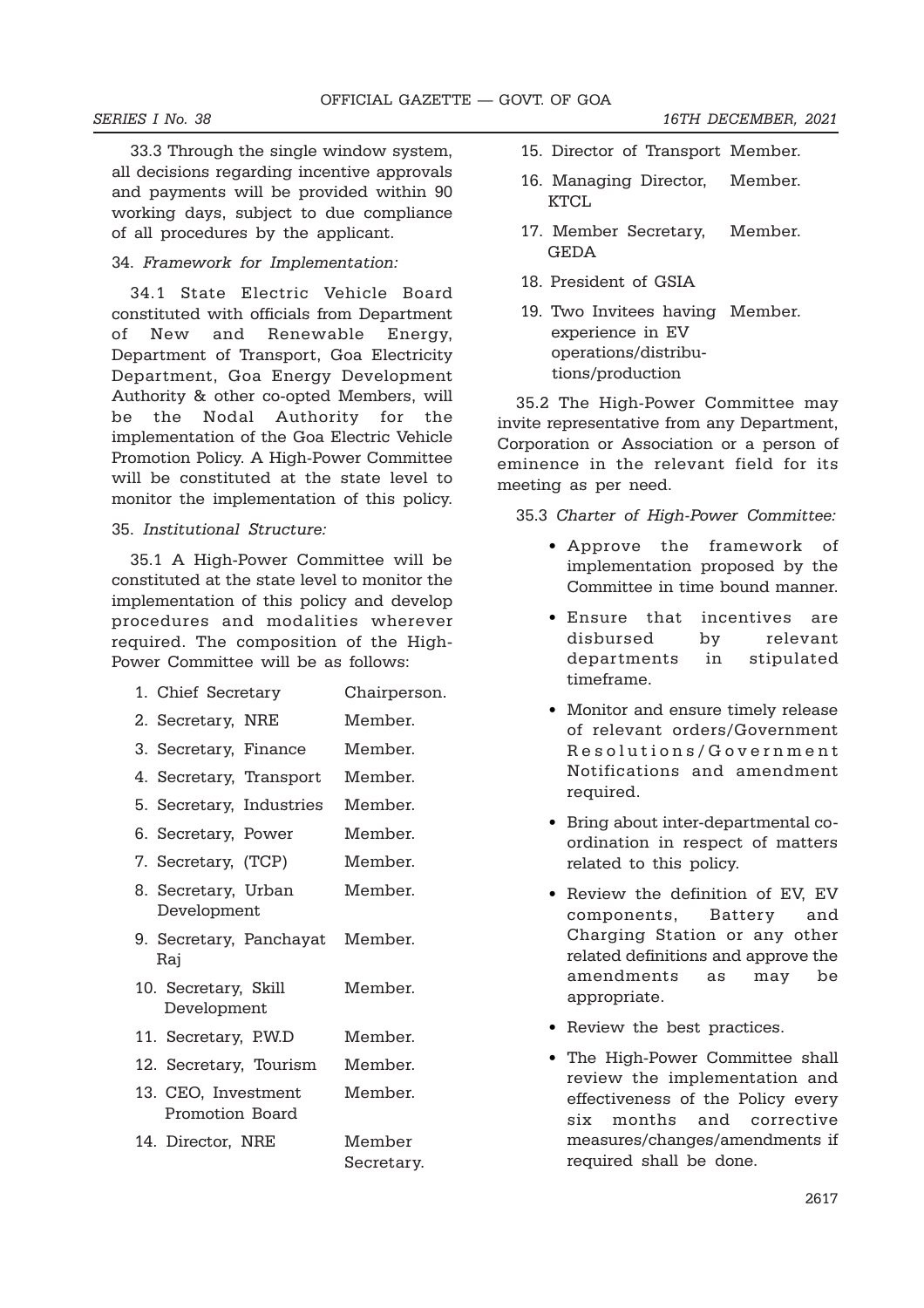33.3 Through the single window system, all decisions regarding incentive approvals and payments will be provided within 90 working days, subject to due compliance of all procedures by the applicant.

34. *Framework for Implementation:*

34.1 State Electric Vehicle Board constituted with officials from Department of New and Renewable Energy, Department of Transport, Goa Electricity Department, Goa Energy Development Authority & other co-opted Members, will be the Nodal Authority for the implementation of the Goa Electric Vehicle Promotion Policy. A High-Power Committee will be constituted at the state level to monitor the implementation of this policy.

35. *Institutional Structure:*

35.1 A High-Power Committee will be constituted at the state level to monitor the implementation of this policy and develop procedures and modalities wherever required. The composition of the High-Power Committee will be as follows:

| | |
|---|---|
| 1. Chief Secretary | Chairperson. |
| 2. Secretary, NRE | Member. |
| 3. Secretary, Finance | Member. |
| 4. Secretary, Transport | Member. |
| 5. Secretary, Industries | Member. |
| 6. Secretary, Power | Member. |
| 7. Secretary, (TCP) | Member. |
| 8. Secretary, Urban Development | Member. |
| 9. Secretary, Panchayat Raj | Member. |
| 10. Secretary, Skill Development | Member. |
| 11. Secretary, P.W.D | Member. |
| 12. Secretary, Tourism | Member. |
| 13. CEO, Investment Promotion Board | Member. |
| 14. Director, NRE | Member Secretary. |
| 15. Director of Transport | Member. |
| 16. Managing Director, KTCL | Member. |
| 17. Member Secretary, GEDA | Member. |
| 18. President of GSIA | |
| 19. Two Invitees having experience in EV operations/distributions/production | Member. |

35.2 The High-Power Committee may invite representative from any Department, Corporation or Association or a person of eminence in the relevant field for its meeting as per need.

35.3 *Charter of High-Power Committee:*

- Approve the framework of implementation proposed by the Committee in time bound manner.
- Ensure that incentives are disbursed by relevant departments in stipulated timeframe.
- Monitor and ensure timely release of relevant orders/Government Resolutions/Government Notifications and amendment required.
- Bring about inter-departmental co-ordination in respect of matters related to this policy.
- Review the definition of EV, EV components, Battery and Charging Station or any other related definitions and approve the amendments as may be appropriate.
- Review the best practices.
- The High-Power Committee shall review the implementation and effectiveness of the Policy every six months and corrective measures/changes/amendments if required shall be done.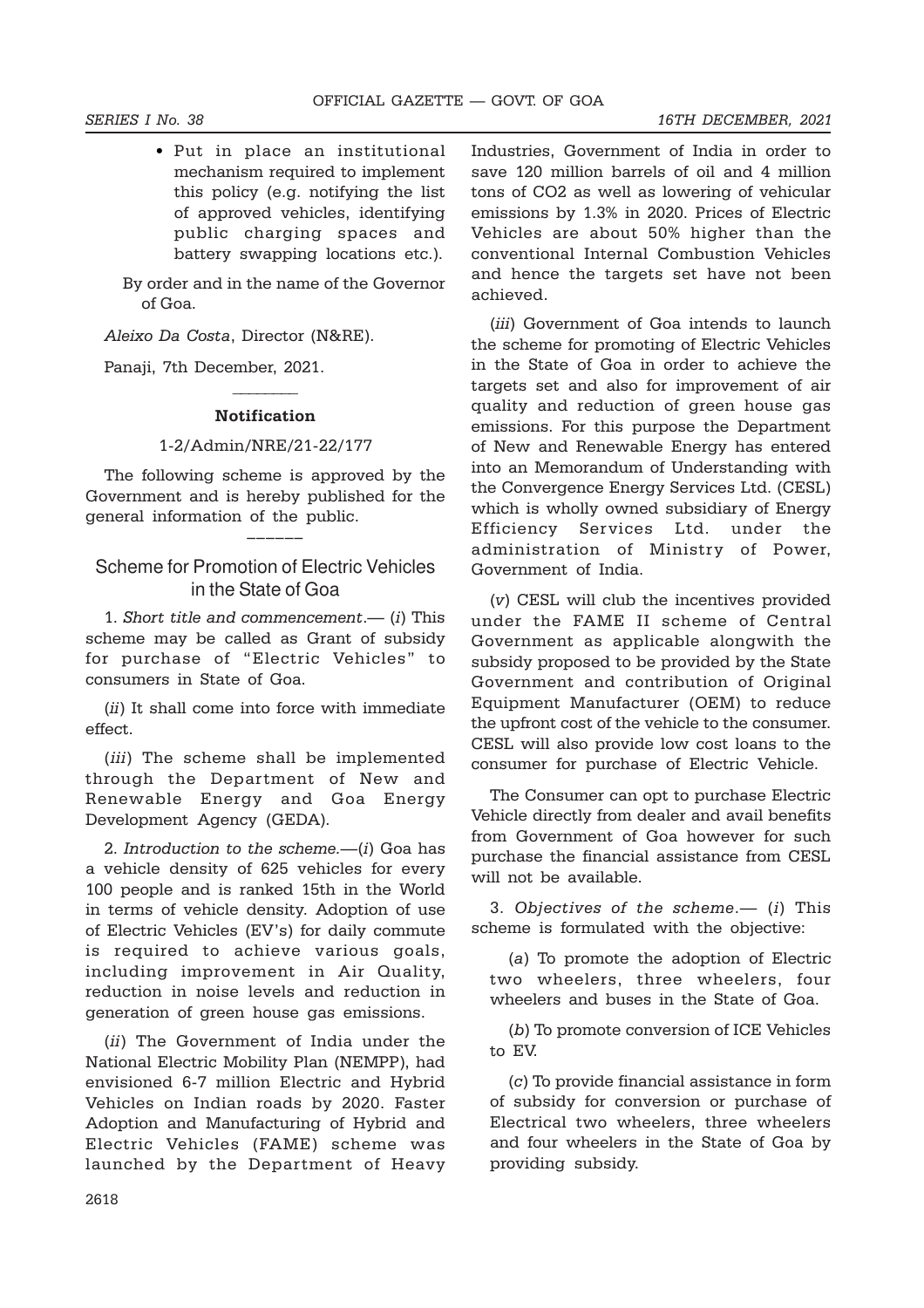- Put in place an institutional mechanism required to implement this policy (e.g. notifying the list of approved vehicles, identifying public charging spaces and battery swapping locations etc.).

By order and in the name of the Governor of Goa.

*Aleixo Da Costa*, Director (N&RE).

Panaji, 7th December, 2021.

---

### Notification

1-2/Admin/NRE/21-22/177

The following scheme is approved by the Government and is hereby published for the general information of the public.

---

## Scheme for Promotion of Electric Vehicles in the State of Goa

1. *Short title and commencement*.— (*i*) This scheme may be called as Grant of subsidy for purchase of "Electric Vehicles" to consumers in State of Goa.

(*ii*) It shall come into force with immediate effect.

(*iii*) The scheme shall be implemented through the Department of New and Renewable Energy and Goa Energy Development Agency (GEDA).

2. *Introduction to the scheme.*—(*i*) Goa has a vehicle density of 625 vehicles for every 100 people and is ranked 15th in the World in terms of vehicle density. Adoption of use of Electric Vehicles (EV's) for daily commute is required to achieve various goals, including improvement in Air Quality, reduction in noise levels and reduction in generation of green house gas emissions.

(*ii*) The Government of India under the National Electric Mobility Plan (NEMPP), had envisioned 6-7 million Electric and Hybrid Vehicles on Indian roads by 2020. Faster Adoption and Manufacturing of Hybrid and Electric Vehicles (FAME) scheme was launched by the Department of Heavy Industries, Government of India in order to save 120 million barrels of oil and 4 million tons of CO2 as well as lowering of vehicular emissions by 1.3% in 2020. Prices of Electric Vehicles are about 50% higher than the conventional Internal Combustion Vehicles and hence the targets set have not been achieved.

(*iii*) Government of Goa intends to launch the scheme for promoting of Electric Vehicles in the State of Goa in order to achieve the targets set and also for improvement of air quality and reduction of green house gas emissions. For this purpose the Department of New and Renewable Energy has entered into an Memorandum of Understanding with the Convergence Energy Services Ltd. (CESL) which is wholly owned subsidiary of Energy Efficiency Services Ltd. under the administration of Ministry of Power, Government of India.

(*v*) CESL will club the incentives provided under the FAME II scheme of Central Government as applicable alongwith the subsidy proposed to be provided by the State Government and contribution of Original Equipment Manufacturer (OEM) to reduce the upfront cost of the vehicle to the consumer. CESL will also provide low cost loans to the consumer for purchase of Electric Vehicle.

The Consumer can opt to purchase Electric Vehicle directly from dealer and avail benefits from Government of Goa however for such purchase the financial assistance from CESL will not be available.

3. *Objectives of the scheme*.— (*i*) This scheme is formulated with the objective:

(*a*) To promote the adoption of Electric two wheelers, three wheelers, four wheelers and buses in the State of Goa.

(*b*) To promote conversion of ICE Vehicles to EV.

(*c*) To provide financial assistance in form of subsidy for conversion or purchase of Electrical two wheelers, three wheelers and four wheelers in the State of Goa by providing subsidy.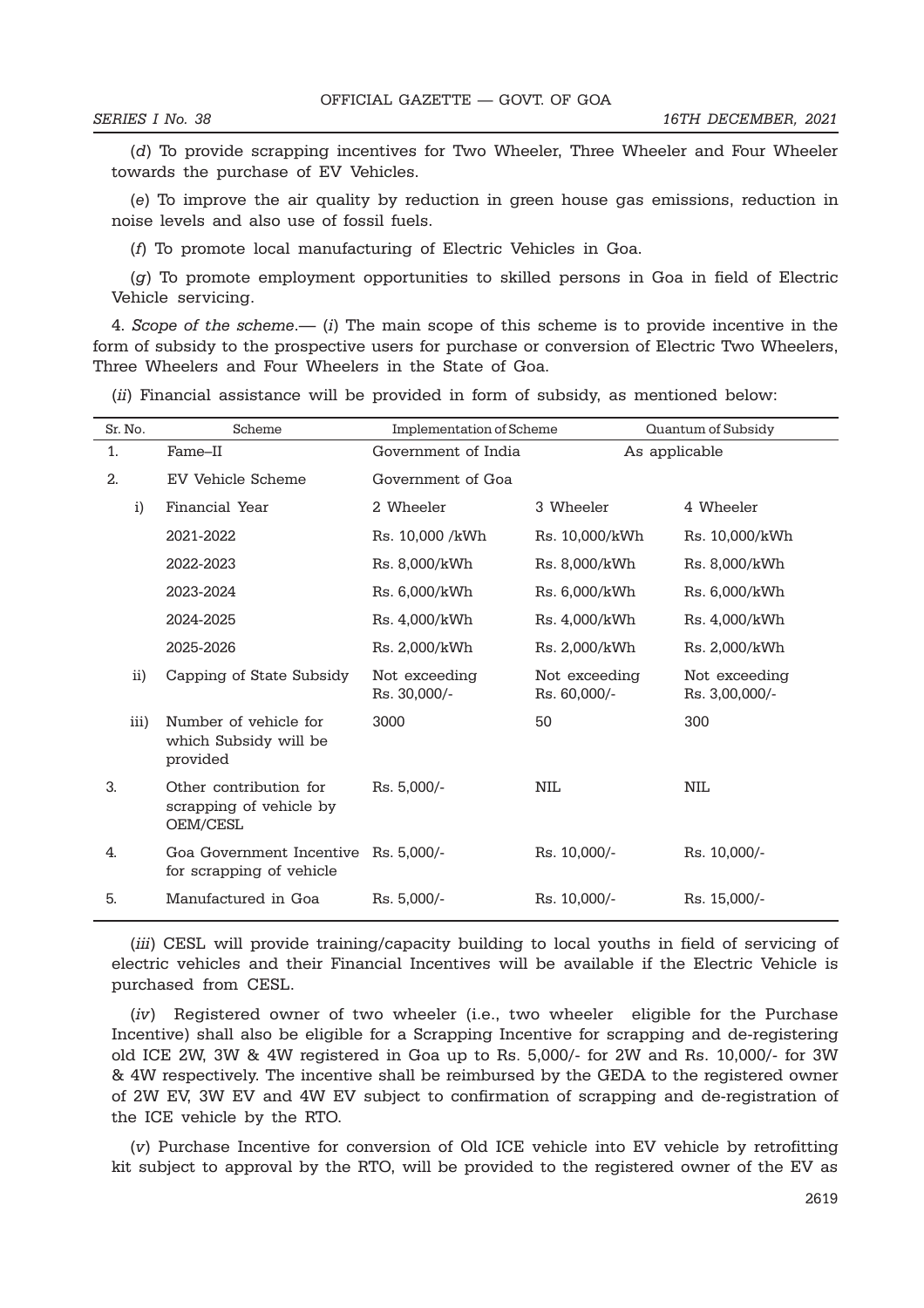(*d*) To provide scrapping incentives for Two Wheeler, Three Wheeler and Four Wheeler towards the purchase of EV Vehicles.

(*e*) To improve the air quality by reduction in green house gas emissions, reduction in noise levels and also use of fossil fuels.

(*f*) To promote local manufacturing of Electric Vehicles in Goa.

(*g*) To promote employment opportunities to skilled persons in Goa in field of Electric Vehicle servicing.

4. *Scope of the scheme*.— (*i*) The main scope of this scheme is to provide incentive in the form of subsidy to the prospective users for purchase or conversion of Electric Two Wheelers, Three Wheelers and Four Wheelers in the State of Goa.

(*ii*) Financial assistance will be provided in form of subsidy, as mentioned below:

| Sr. No. | | Scheme | Implementation of Scheme | Quantum of Subsidy | |
|---|---|---|---|---|---|
| 1. | | Fame–II | Government of India | As applicable | |
| 2. | | EV Vehicle Scheme | Government of Goa | | |
| | i) | Financial Year | 2 Wheeler | 3 Wheeler | 4 Wheeler |
| | | 2021-2022 | Rs. 10,000 /kWh | Rs. 10,000/kWh | Rs. 10,000/kWh |
| | | 2022-2023 | Rs. 8,000/kWh | Rs. 8,000/kWh | Rs. 8,000/kWh |
| | | 2023-2024 | Rs. 6,000/kWh | Rs. 6,000/kWh | Rs. 6,000/kWh |
| | | 2024-2025 | Rs. 4,000/kWh | Rs. 4,000/kWh | Rs. 4,000/kWh |
| | | 2025-2026 | Rs. 2,000/kWh | Rs. 2,000/kWh | Rs. 2,000/kWh |
| | ii) | Capping of State Subsidy | Not exceeding Rs. 30,000/- | Not exceeding Rs. 60,000/- | Not exceeding Rs. 3,00,000/- |
| | iii) | Number of vehicle for which Subsidy will be provided | 3000 | 50 | 300 |
| 3. | | Other contribution for scrapping of vehicle by OEM/CESL | Rs. 5,000/- | NIL | NIL |
| 4. | | Goa Government Incentive for scrapping of vehicle | Rs. 5,000/- | Rs. 10,000/- | Rs. 10,000/- |
| 5. | | Manufactured in Goa | Rs. 5,000/- | Rs. 10,000/- | Rs. 15,000/- |

(*iii*) CESL will provide training/capacity building to local youths in field of servicing of electric vehicles and their Financial Incentives will be available if the Electric Vehicle is purchased from CESL.

(*iv*) Registered owner of two wheeler (i.e., two wheeler eligible for the Purchase Incentive) shall also be eligible for a Scrapping Incentive for scrapping and de-registering old ICE 2W, 3W & 4W registered in Goa up to Rs. 5,000/- for 2W and Rs. 10,000/- for 3W & 4W respectively. The incentive shall be reimbursed by the GEDA to the registered owner of 2W EV, 3W EV and 4W EV subject to confirmation of scrapping and de-registration of the ICE vehicle by the RTO.

(*v*) Purchase Incentive for conversion of Old ICE vehicle into EV vehicle by retrofitting kit subject to approval by the RTO, will be provided to the registered owner of the EV as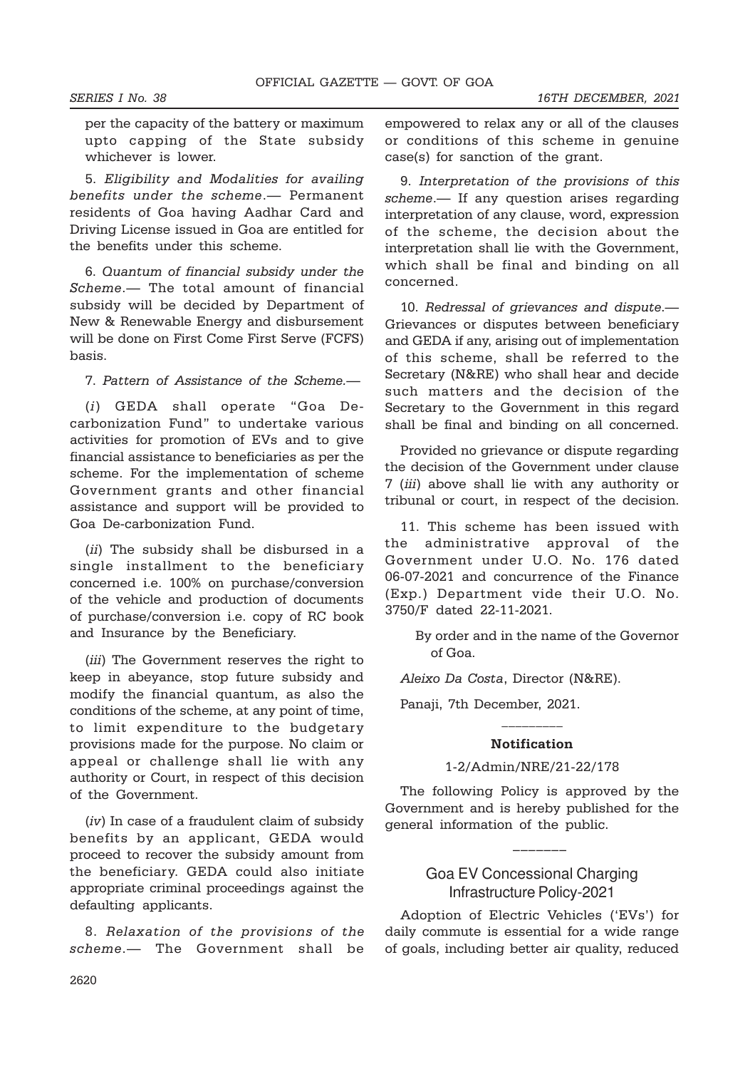per the capacity of the battery or maximum upto capping of the State subsidy whichever is lower.

5. *Eligibility and Modalities for availing benefits under the scheme*.— Permanent residents of Goa having Aadhar Card and Driving License issued in Goa are entitled for the benefits under this scheme.

6. *Quantum of financial subsidy under the Scheme*.— The total amount of financial subsidy will be decided by Department of New & Renewable Energy and disbursement will be done on First Come First Serve (FCFS) basis.

7. *Pattern of Assistance of the Scheme*.—

(*i*) GEDA shall operate "Goa De-carbonization Fund" to undertake various activities for promotion of EVs and to give financial assistance to beneficiaries as per the scheme. For the implementation of scheme Government grants and other financial assistance and support will be provided to Goa De-carbonization Fund.

(*ii*) The subsidy shall be disbursed in a single installment to the beneficiary concerned i.e. 100% on purchase/conversion of the vehicle and production of documents of purchase/conversion i.e. copy of RC book and Insurance by the Beneficiary.

(*iii*) The Government reserves the right to keep in abeyance, stop future subsidy and modify the financial quantum, as also the conditions of the scheme, at any point of time, to limit expenditure to the budgetary provisions made for the purpose. No claim or appeal or challenge shall lie with any authority or Court, in respect of this decision of the Government.

(*iv*) In case of a fraudulent claim of subsidy benefits by an applicant, GEDA would proceed to recover the subsidy amount from the beneficiary. GEDA could also initiate appropriate criminal proceedings against the defaulting applicants.

8. *Relaxation of the provisions of the scheme*.— The Government shall be empowered to relax any or all of the clauses or conditions of this scheme in genuine case(s) for sanction of the grant.

9. *Interpretation of the provisions of this scheme*.— If any question arises regarding interpretation of any clause, word, expression of the scheme, the decision about the interpretation shall lie with the Government, which shall be final and binding on all concerned.

10. *Redressal of grievances and dispute*.— Grievances or disputes between beneficiary and GEDA if any, arising out of implementation of this scheme, shall be referred to the Secretary (N&RE) who shall hear and decide such matters and the decision of the Secretary to the Government in this regard shall be final and binding on all concerned.

Provided no grievance or dispute regarding the decision of the Government under clause 7 (*iii*) above shall lie with any authority or tribunal or court, in respect of the decision.

11. This scheme has been issued with the administrative approval of the Government under U.O. No. 176 dated 06-07-2021 and concurrence of the Finance (Exp.) Department vide their U.O. No. 3750/F dated 22-11-2021.

By order and in the name of the Governor of Goa.

*Aleixo Da Costa*, Director (N&RE).

Panaji, 7th December, 2021.

---

**Notification**

1-2/Admin/NRE/21-22/178

The following Policy is approved by the Government and is hereby published for the general information of the public.

---

## Goa EV Concessional Charging Infrastructure Policy-2021

Adoption of Electric Vehicles ('EVs') for daily commute is essential for a wide range of goals, including better air quality, reduced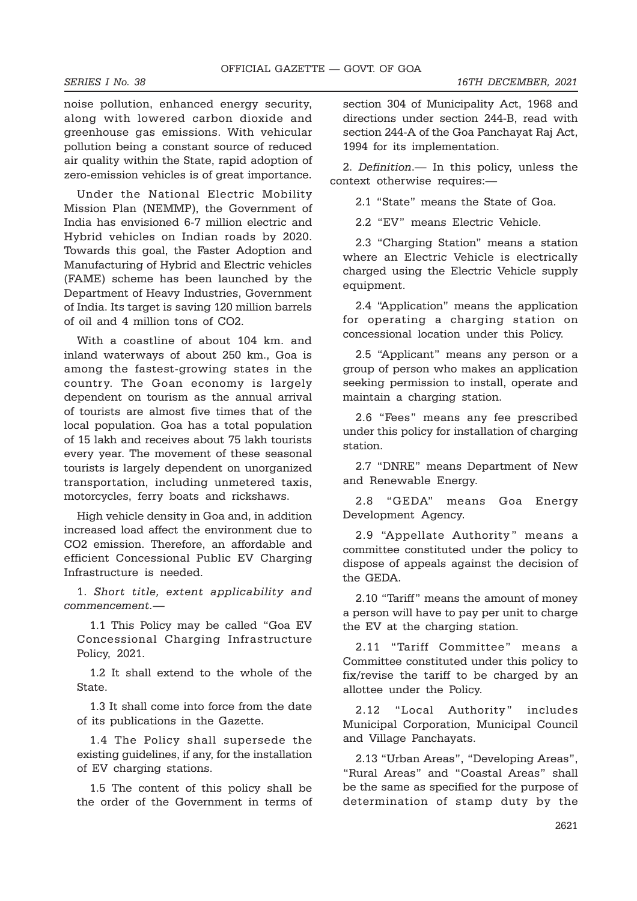noise pollution, enhanced energy security, along with lowered carbon dioxide and greenhouse gas emissions. With vehicular pollution being a constant source of reduced air quality within the State, rapid adoption of zero-emission vehicles is of great importance.

Under the National Electric Mobility Mission Plan (NEMMP), the Government of India has envisioned 6-7 million electric and Hybrid vehicles on Indian roads by 2020. Towards this goal, the Faster Adoption and Manufacturing of Hybrid and Electric vehicles (FAME) scheme has been launched by the Department of Heavy Industries, Government of India. Its target is saving 120 million barrels of oil and 4 million tons of $CO_2$.

With a coastline of about 104 km. and inland waterways of about 250 km., Goa is among the fastest-growing states in the country. The Goan economy is largely dependent on tourism as the annual arrival of tourists are almost five times that of the local population. Goa has a total population of 15 lakh and receives about 75 lakh tourists every year. The movement of these seasonal tourists is largely dependent on unorganized transportation, including unmetered taxis, motorcycles, ferry boats and rickshaws.

High vehicle density in Goa and, in addition increased load affect the environment due to $CO_2$ emission. Therefore, an affordable and efficient Concessional Public EV Charging Infrastructure is needed.

1. *Short title, extent applicability and commencement.*—

1.1 This Policy may be called "Goa EV Concessional Charging Infrastructure Policy, 2021.

1.2 It shall extend to the whole of the State.

1.3 It shall come into force from the date of its publications in the Gazette.

1.4 The Policy shall supersede the existing guidelines, if any, for the installation of EV charging stations.

1.5 The content of this policy shall be the order of the Government in terms of section 304 of Municipality Act, 1968 and directions under section 244-B, read with section 244-A of the Goa Panchayat Raj Act, 1994 for its implementation.

2. *Definition*.— In this policy, unless the context otherwise requires:—

2.1 "State" means the State of Goa.

2.2 "EV" means Electric Vehicle.

2.3 "Charging Station" means a station where an Electric Vehicle is electrically charged using the Electric Vehicle supply equipment.

2.4 "Application" means the application for operating a charging station on concessional location under this Policy.

2.5 "Applicant" means any person or a group of person who makes an application seeking permission to install, operate and maintain a charging station.

2.6 "Fees" means any fee prescribed under this policy for installation of charging station.

2.7 "DNRE" means Department of New and Renewable Energy.

2.8 "GEDA" means Goa Energy Development Agency.

2.9 "Appellate Authority" means a committee constituted under the policy to dispose of appeals against the decision of the GEDA.

2.10 "Tariff" means the amount of money a person will have to pay per unit to charge the EV at the charging station.

2.11 "Tariff Committee" means a Committee constituted under this policy to fix/revise the tariff to be charged by an allottee under the Policy.

2.12 "Local Authority" includes Municipal Corporation, Municipal Council and Village Panchayats.

2.13 "Urban Areas", "Developing Areas", "Rural Areas" and "Coastal Areas" shall be the same as specified for the purpose of determination of stamp duty by the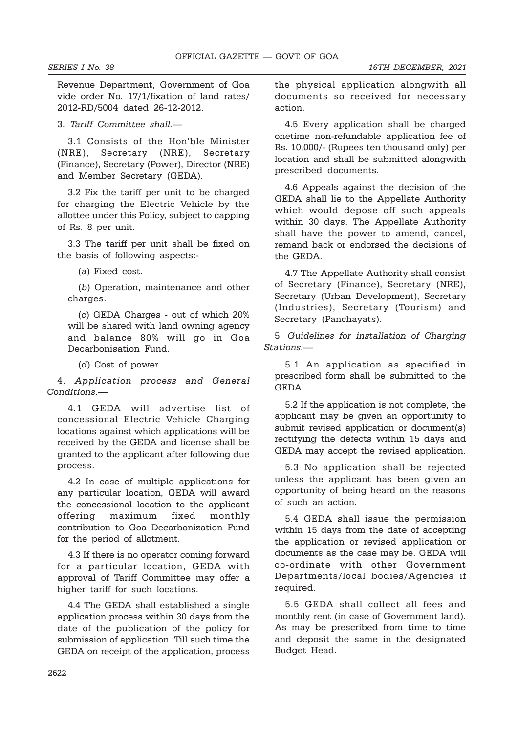Revenue Department, Government of Goa vide order No. 17/1/fixation of land rates/ 2012-RD/5004 dated 26-12-2012.

3. *Tariff Committee shall.*—

3.1 Consists of the Hon'ble Minister (NRE), Secretary (NRE), Secretary (Finance), Secretary (Power), Director (NRE) and Member Secretary (GEDA).

3.2 Fix the tariff per unit to be charged for charging the Electric Vehicle by the allottee under this Policy, subject to capping of Rs. 8 per unit.

3.3 The tariff per unit shall be fixed on the basis of following aspects:-

(*a*) Fixed cost.

(*b*) Operation, maintenance and other charges.

(*c*) GEDA Charges - out of which 20% will be shared with land owning agency and balance 80% will go in Goa Decarbonisation Fund.

(*d*) Cost of power.

4. *Application process and General Conditions.*—

4.1 GEDA will advertise list of concessional Electric Vehicle Charging locations against which applications will be received by the GEDA and license shall be granted to the applicant after following due process.

4.2 In case of multiple applications for any particular location, GEDA will award the concessional location to the applicant offering maximum fixed monthly contribution to Goa Decarbonization Fund for the period of allotment.

4.3 If there is no operator coming forward for a particular location, GEDA with approval of Tariff Committee may offer a higher tariff for such locations.

4.4 The GEDA shall established a single application process within 30 days from the date of the publication of the policy for submission of application. Till such time the GEDA on receipt of the application, process the physical application alongwith all documents so received for necessary action.

4.5 Every application shall be charged onetime non-refundable application fee of Rs. 10,000/- (Rupees ten thousand only) per location and shall be submitted alongwith prescribed documents.

4.6 Appeals against the decision of the GEDA shall lie to the Appellate Authority which would depose off such appeals within 30 days. The Appellate Authority shall have the power to amend, cancel, remand back or endorsed the decisions of the GEDA.

4.7 The Appellate Authority shall consist of Secretary (Finance), Secretary (NRE), Secretary (Urban Development), Secretary (Industries), Secretary (Tourism) and Secretary (Panchayats).

5. *Guidelines for installation of Charging Stations.*—

5.1 An application as specified in prescribed form shall be submitted to the GEDA.

5.2 If the application is not complete, the applicant may be given an opportunity to submit revised application or document(s) rectifying the defects within 15 days and GEDA may accept the revised application.

5.3 No application shall be rejected unless the applicant has been given an opportunity of being heard on the reasons of such an action.

5.4 GEDA shall issue the permission within 15 days from the date of accepting the application or revised application or documents as the case may be. GEDA will co-ordinate with other Government Departments/local bodies/Agencies if required.

5.5 GEDA shall collect all fees and monthly rent (in case of Government land). As may be prescribed from time to time and deposit the same in the designated Budget Head.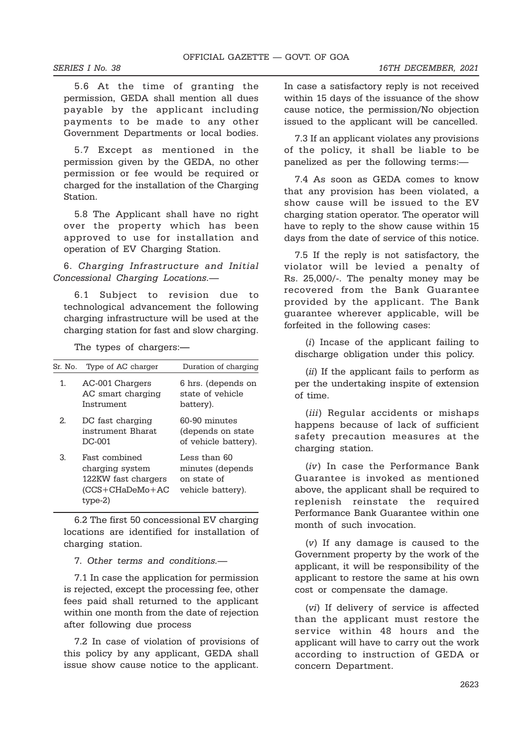5.6 At the time of granting the permission, GEDA shall mention all dues payable by the applicant including payments to be made to any other Government Departments or local bodies.

5.7 Except as mentioned in the permission given by the GEDA, no other permission or fee would be required or charged for the installation of the Charging Station.

5.8 The Applicant shall have no right over the property which has been approved to use for installation and operation of EV Charging Station.

6. *Charging Infrastructure and Initial Concessional Charging Locations.*—

6.1 Subject to revision due to technological advancement the following charging infrastructure will be used at the charging station for fast and slow charging.

The types of chargers:—

| Sr. No. | Type of AC charger | Duration of charging |
|---|---|---|
| 1. | AC-001 Chargers AC smart charging Instrument | 6 hrs. (depends on state of vehicle battery). |
| 2. | DC fast charging instrument Bharat DC-001 | 60-90 minutes (depends on state of vehicle battery). |
| 3. | Fast combined charging system 122KW fast chargers (CCS+CHaDeMo+AC type-2) | Less than 60 minutes (depends on state of vehicle battery). |

6.2 The first 50 concessional EV charging locations are identified for installation of charging station.

7. *Other terms and conditions.*—

7.1 In case the application for permission is rejected, except the processing fee, other fees paid shall returned to the applicant within one month from the date of rejection after following due process

7.2 In case of violation of provisions of this policy by any applicant, GEDA shall issue show cause notice to the applicant. In case a satisfactory reply is not received within 15 days of the issuance of the show cause notice, the permission/No objection issued to the applicant will be cancelled.

7.3 If an applicant violates any provisions of the policy, it shall be liable to be panelized as per the following terms:—

7.4 As soon as GEDA comes to know that any provision has been violated, a show cause will be issued to the EV charging station operator. The operator will have to reply to the show cause within 15 days from the date of service of this notice.

7.5 If the reply is not satisfactory, the violator will be levied a penalty of Rs. 25,000/-. The penalty money may be recovered from the Bank Guarantee provided by the applicant. The Bank guarantee wherever applicable, will be forfeited in the following cases:

(*i*) Incase of the applicant failing to discharge obligation under this policy.

(*ii*) If the applicant fails to perform as per the undertaking inspite of extension of time.

(*iii*) Regular accidents or mishaps happens because of lack of sufficient safety precaution measures at the charging station.

(*iv*) In case the Performance Bank Guarantee is invoked as mentioned above, the applicant shall be required to replenish reinstate the required Performance Bank Guarantee within one month of such invocation.

(*v*) If any damage is caused to the Government property by the work of the applicant, it will be responsibility of the applicant to restore the same at his own cost or compensate the damage.

(*vi*) If delivery of service is affected than the applicant must restore the service within 48 hours and the applicant will have to carry out the work according to instruction of GEDA or concern Department.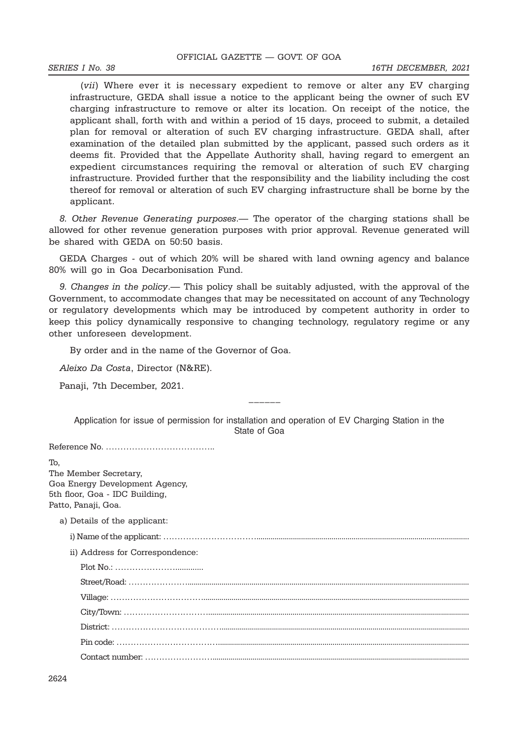(*vii*) Where ever it is necessary expedient to remove or alter any EV charging infrastructure, GEDA shall issue a notice to the applicant being the owner of such EV charging infrastructure to remove or alter its location. On receipt of the notice, the applicant shall, forth with and within a period of 15 days, proceed to submit, a detailed plan for removal or alteration of such EV charging infrastructure. GEDA shall, after examination of the detailed plan submitted by the applicant, passed such orders as it deems fit. Provided that the Appellate Authority shall, having regard to emergent an expedient circumstances requiring the removal or alteration of such EV charging infrastructure. Provided further that the responsibility and the liability including the cost thereof for removal or alteration of such EV charging infrastructure shall be borne by the applicant.

*8. Other Revenue Generating purposes*.— The operator of the charging stations shall be allowed for other revenue generation purposes with prior approval. Revenue generated will be shared with GEDA on 50:50 basis.

GEDA Charges - out of which 20% will be shared with land owning agency and balance 80% will go in Goa Decarbonisation Fund.

*9. Changes in the policy*.— This policy shall be suitably adjusted, with the approval of the Government, to accommodate changes that may be necessitated on account of any Technology or regulatory developments which may be introduced by competent authority in order to keep this policy dynamically responsive to changing technology, regulatory regime or any other unforeseen development.

By order and in the name of the Governor of Goa.

*Aleixo Da Costa*, Director (N&RE).

Panaji, 7th December, 2021.

———

Application for issue of permission for installation and operation of EV Charging Station in the State of Goa

Reference No. ………………………………..

To,
The Member Secretary,
Goa Energy Development Agency,
5th floor, Goa - IDC Building,
Patto, Panaji, Goa.

a) Details of the applicant:

i) Name of the applicant: ……………………………………………………………………

ii) Address for Correspondence:

Plot No.: ………………………………

Street/Road: ……………………………………………………………………

Village: ……………………………………………………………………

City/Town: ……………………………………………………………………

District: ……………………………………………………………………

Pin code: ……………………………………………………………………

Contact number: ……………………………………………………………………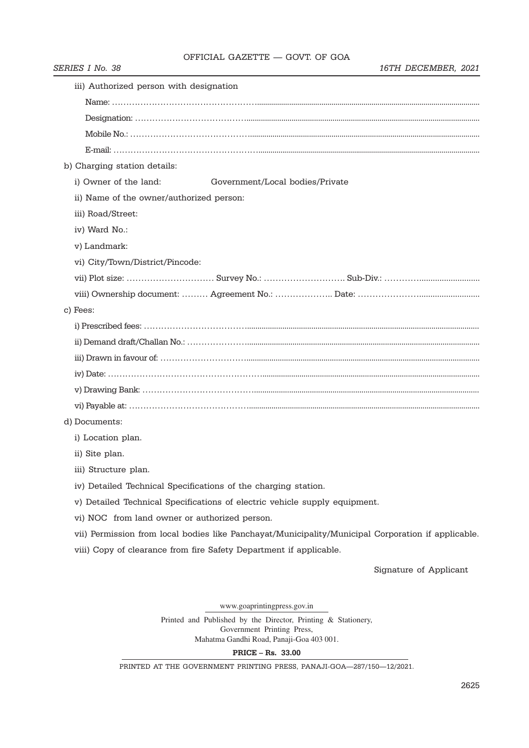iii) Authorized person with designation

Name: ……………………………………………………………………………………………………………

Designation: ……………………………………………………………………………………………………

Mobile No.: ……………………………………………………………………………………………………

E-mail: …………………………………………………………………………………………………………

b) Charging station details:

i) Owner of the land: Government/Local bodies/Private

ii) Name of the owner/authorized person:

iii) Road/Street:

iv) Ward No.:

v) Landmark:

vi) City/Town/District/Pincode:

vii) Plot size: ………………………… Survey No.: ………………………. Sub-Div.: ………………………

viii) Ownership document: ……… Agreement No.: ……………….. Date: ………………………………

c) Fees:

i) Prescribed fees: ………………………………………………………………………………………………

ii) Demand draft/Challan No.: …………………………………………………………………………………

iii) Drawn in favour of: …………………………………………………………………………………………

iv) Date: …………………………………………………………………………………………………………

v) Drawing Bank: ………………………………………………………………………………………………

vi) Payable at: …………………………………………………………………………………………………

d) Documents:

i) Location plan.

ii) Site plan.

iii) Structure plan.

iv) Detailed Technical Specifications of the charging station.

v) Detailed Technical Specifications of electric vehicle supply equipment.

vi) NOC from land owner or authorized person.

vii) Permission from local bodies like Panchayat/Municipality/Municipal Corporation if applicable.

viii) Copy of clearance from fire Safety Department if applicable.

Signature of Applicant

www.goaprintingpress.gov.in

Printed and Published by the Director, Printing & Stationery,
Government Printing Press,
Mahatma Gandhi Road, Panaji-Goa 403 001.

**PRICE – Rs. 33.00**

PRINTED AT THE GOVERNMENT PRINTING PRESS, PANAJI-GOA—287/150—12/2021.